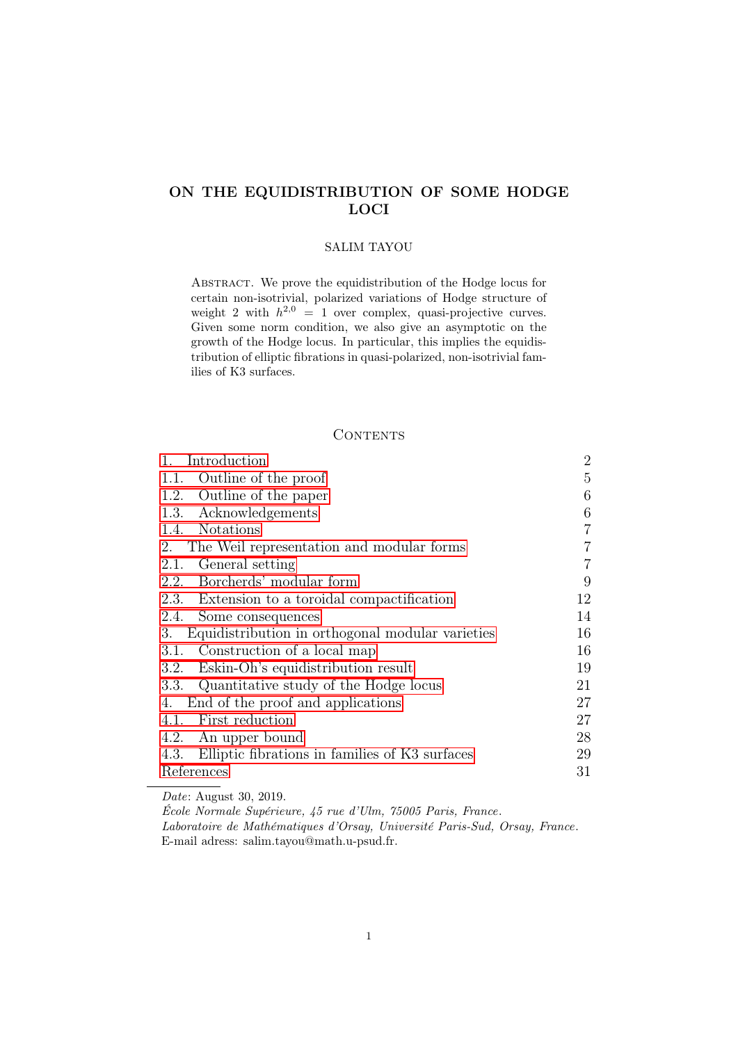# ON THE EQUIDISTRIBUTION OF SOME HODGE LOCI

SALIM TAYOU

Abstract. We prove the equidistribution of the Hodge locus for certain non-isotrivial, polarized variations of Hodge structure of weight 2 with $h^{2,0} = 1$ over complex, quasi-projective curves. Given some norm condition, we also give an asymptotic on the growth of the Hodge locus. In particular, this implies the equidistribution of elliptic fibrations in quasi-polarized, non-isotrivial families of K3 surfaces.

## Contents

| | |
|---|---|
| 1. Introduction | 2 |
| 1.1. Outline of the proof | 5 |
| 1.2. Outline of the paper | 6 |
| 1.3. Acknowledgements | 6 |
| 1.4. Notations | 7 |
| 2. The Weil representation and modular forms | 7 |
| 2.1. General setting | 7 |
| 2.2. Borcherds' modular form | 9 |
| 2.3. Extension to a toroidal compactification | 12 |
| 2.4. Some consequences | 14 |
| 3. Equidistribution in orthogonal modular varieties | 16 |
| 3.1. Construction of a local map | 16 |
| 3.2. Eskin-Oh's equidistribution result | 19 |
| 3.3. Quantitative study of the Hodge locus | 21 |
| 4. End of the proof and applications | 27 |
| 4.1. First reduction | 27 |
| 4.2. An upper bound | 28 |
| 4.3. Elliptic fibrations in families of K3 surfaces | 29 |
| References | 31 |

*Date*: August 30, 2019.

*École Normale Supérieure, 45 rue d'Ulm, 75005 Paris, France.*

*Laboratoire de Mathématiques d'Orsay, Université Paris-Sud, Orsay, France.*

E-mail adress: salim.tayou@math.u-psud.fr.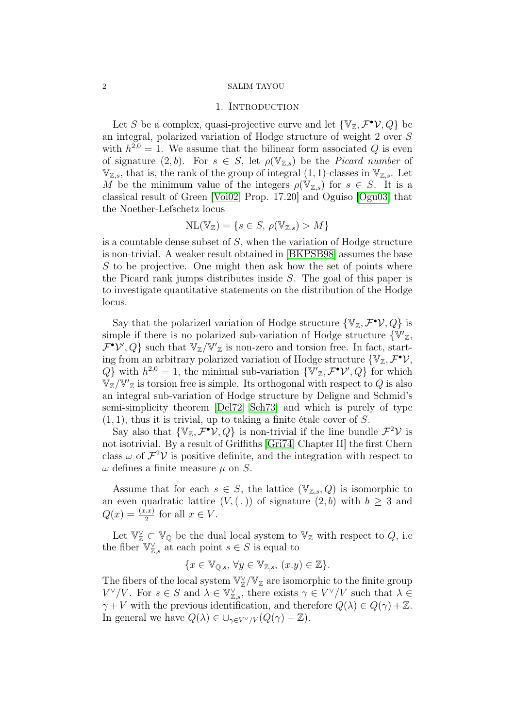## 1. Introduction

Let $S$ be a complex, quasi-projective curve and let $\{\mathbb{V}_{\mathbb{Z}}, \mathcal{F}^{\bullet}\mathcal{V}, Q\}$ be an integral, polarized variation of Hodge structure of weight 2 over $S$ with $h^{2,0} = 1$. We assume that the bilinear form associated $Q$ is even of signature $(2, b)$. For $s \in S$, let $\rho(\mathbb{V}_{\mathbb{Z},s})$ be the *Picard number* of $\mathbb{V}_{\mathbb{Z},s}$, that is, the rank of the group of integral $(1,1)$-classes in $\mathbb{V}_{\mathbb{Z},s}$. Let $M$ be the minimum value of the integers $\rho(\mathbb{V}_{\mathbb{Z},s})$ for $s \in S$. It is a classical result of Green [Voi02, Prop. 17.20] and Oguiso [Ogu03] that the Noether-Lefschetz locus

$$\mathrm{NL}(\mathbb{V}_{\mathbb{Z}}) = \{s \in S,\ \rho(\mathbb{V}_{\mathbb{Z},s}) > M\}$$

is a countable dense subset of $S$, when the variation of Hodge structure is non-trivial. A weaker result obtained in [BKPSB98] assumes the base $S$ to be projective. One might then ask how the set of points where the Picard rank jumps distributes inside $S$. The goal of this paper is to investigate quantitative statements on the distribution of the Hodge locus.

Say that the polarized variation of Hodge structure $\{\mathbb{V}_{\mathbb{Z}}, \mathcal{F}^{\bullet}\mathcal{V}, Q\}$ is simple if there is no polarized sub-variation of Hodge structure $\{\mathbb{V}'_{\mathbb{Z}}, \mathcal{F}^{\bullet}\mathcal{V}', Q\}$ such that $\mathbb{V}_{\mathbb{Z}}/\mathbb{V}'_{\mathbb{Z}}$ is non-zero and torsion free. In fact, starting from an arbitrary polarized variation of Hodge structure $\{\mathbb{V}_{\mathbb{Z}}, \mathcal{F}^{\bullet}\mathcal{V}, Q\}$ with $h^{2,0} = 1$, the minimal sub-variation $\{\mathbb{V}'_{\mathbb{Z}}, \mathcal{F}^{\bullet}\mathcal{V}', Q\}$ for which $\mathbb{V}_{\mathbb{Z}}/\mathbb{V}'_{\mathbb{Z}}$ is torsion free is simple. Its orthogonal with respect to $Q$ is also an integral sub-variation of Hodge structure by Deligne and Schmid's semi-simplicity theorem [Del72, Sch73] and which is purely of type $(1,1)$, thus it is trivial, up to taking a finite étale cover of $S$.

Say also that $\{\mathbb{V}_{\mathbb{Z}}, \mathcal{F}^{\bullet}\mathcal{V}, Q\}$ is non-trivial if the line bundle $\mathcal{F}^2\mathcal{V}$ is not isotrivial. By a result of Griffiths [Gri74, Chapter II] the first Chern class $\omega$ of $\mathcal{F}^2\mathcal{V}$ is positive definite, and the integration with respect to $\omega$ defines a finite measure $\mu$ on $S$.

Assume that for each $s \in S$, the lattice $(\mathbb{V}_{\mathbb{Z},s}, Q)$ is isomorphic to an even quadratic lattice $(V, (\,.\,))$ of signature $(2, b)$ with $b \geq 3$ and $Q(x) = \frac{(x.x)}{2}$ for all $x \in V$.

Let $\mathbb{V}_{\mathbb{Z}}^{\vee} \subset \mathbb{V}_{\mathbb{Q}}$ be the dual local system to $\mathbb{V}_{\mathbb{Z}}$ with respect to $Q$, i.e the fiber $\mathbb{V}_{\mathbb{Z},s}^{\vee}$ at each point $s \in S$ is equal to

$$\{x \in \mathbb{V}_{\mathbb{Q},s},\ \forall y \in \mathbb{V}_{\mathbb{Z},s},\ (x.y) \in \mathbb{Z}\}.$$

The fibers of the local system $\mathbb{V}_{\mathbb{Z}}^{\vee}/\mathbb{V}_{\mathbb{Z}}$ are isomorphic to the finite group $V^{\vee}/V$. For $s \in S$ and $\lambda \in \mathbb{V}_{\mathbb{Z},s}^{\vee}$, there exists $\gamma \in V^{\vee}/V$ such that $\lambda \in \gamma + V$ with the previous identification, and therefore $Q(\lambda) \in Q(\gamma) + \mathbb{Z}$. In general we have $Q(\lambda) \in \cup_{\gamma \in V^{\vee}/V}(Q(\gamma) + \mathbb{Z})$.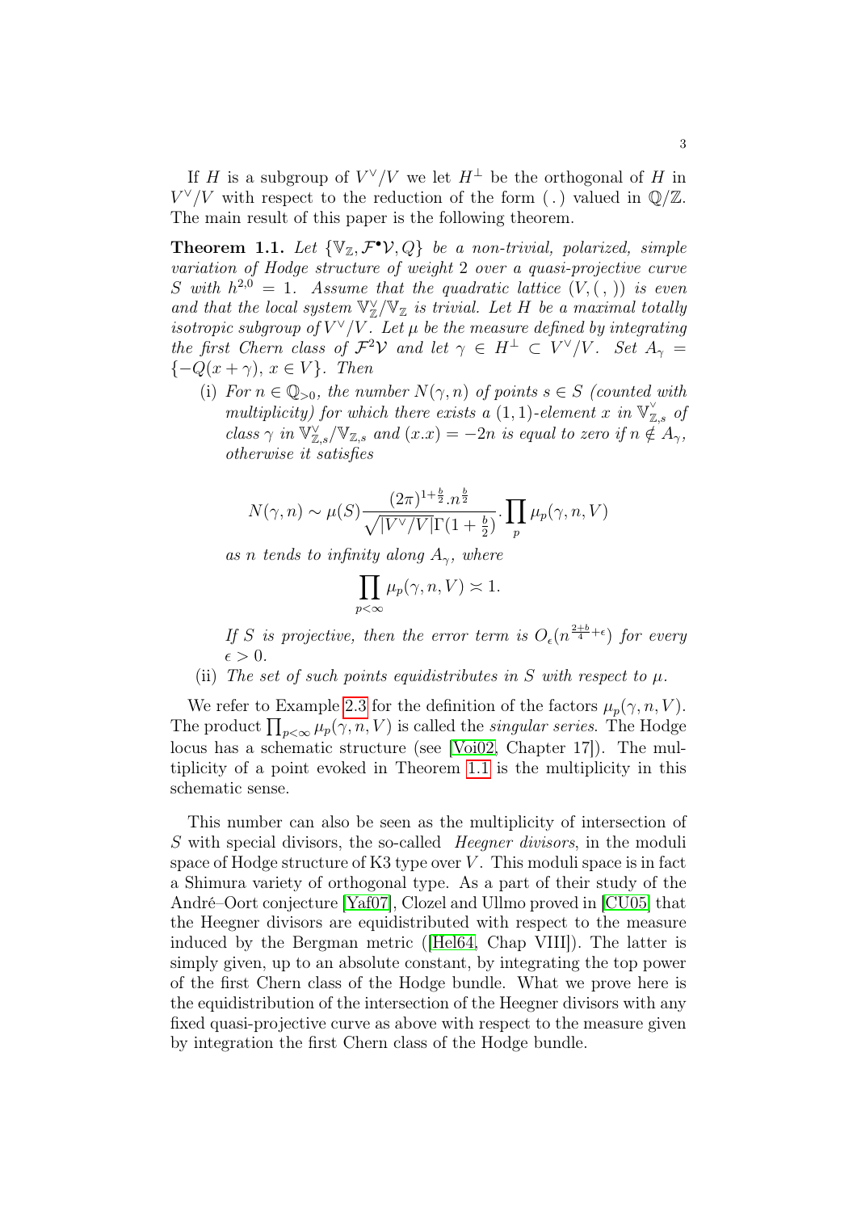If $H$ is a subgroup of $V^\vee/V$ we let $H^\perp$ be the orthogonal of $H$ in $V^\vee/V$ with respect to the reduction of the form $(\,.\,)$ valued in $\mathbb{Q}/\mathbb{Z}$. The main result of this paper is the following theorem.

**Theorem 1.1.** *Let $\{\mathbb{V}_\mathbb{Z}, \mathcal{F}^\bullet\mathcal{V}, Q\}$ be a non-trivial, polarized, simple variation of Hodge structure of weight 2 over a quasi-projective curve $S$ with $h^{2,0} = 1$. Assume that the quadratic lattice $(V, (\,,\,))$ is even and that the local system $\mathbb{V}_\mathbb{Z}^\vee/\mathbb{V}_\mathbb{Z}$ is trivial. Let $H$ be a maximal totally isotropic subgroup of $V^\vee/V$. Let $\mu$ be the measure defined by integrating the first Chern class of $\mathcal{F}^2\mathcal{V}$ and let $\gamma \in H^\perp \subset V^\vee/V$. Set $A_\gamma = \{-Q(x+\gamma),\, x \in V\}$. Then*

(i) *For $n \in \mathbb{Q}_{>0}$, the number $N(\gamma, n)$ of points $s \in S$ (counted with multiplicity) for which there exists a $(1,1)$-element $x$ in $\mathbb{V}_{\mathbb{Z},s}^\vee$ of class $\gamma$ in $\mathbb{V}_{\mathbb{Z},s}^\vee/\mathbb{V}_{\mathbb{Z},s}$ and $(x.x) = -2n$ is equal to zero if $n \notin A_\gamma$, otherwise it satisfies*

$$N(\gamma, n) \sim \mu(S)\frac{(2\pi)^{1+\frac{b}{2}}.n^{\frac{b}{2}}}{\sqrt{|V^\vee/V|}\Gamma(1+\frac{b}{2})}.\prod_p \mu_p(\gamma, n, V)$$

*as $n$ tends to infinity along $A_\gamma$, where*

$$\prod_{p<\infty} \mu_p(\gamma, n, V) \asymp 1.$$

*If $S$ is projective, then the error term is $O_\epsilon(n^{\frac{2+b}{4}+\epsilon})$ for every $\epsilon > 0$.*

(ii) *The set of such points equidistributes in $S$ with respect to $\mu$.*

We refer to Example 2.3 for the definition of the factors $\mu_p(\gamma, n, V)$. The product $\prod_{p<\infty} \mu_p(\gamma, n, V)$ is called the *singular series*. The Hodge locus has a schematic structure (see [Voi02, Chapter 17]). The multiplicity of a point evoked in Theorem 1.1 is the multiplicity in this schematic sense.

This number can also be seen as the multiplicity of intersection of $S$ with special divisors, the so-called *Heegner divisors*, in the moduli space of Hodge structure of K3 type over $V$. This moduli space is in fact a Shimura variety of orthogonal type. As a part of their study of the André–Oort conjecture [Yaf07], Clozel and Ullmo proved in [CU05] that the Heegner divisors are equidistributed with respect to the measure induced by the Bergman metric ([Hel64, Chap VIII]). The latter is simply given, up to an absolute constant, by integrating the top power of the first Chern class of the Hodge bundle. What we prove here is the equidistribution of the intersection of the Heegner divisors with any fixed quasi-projective curve as above with respect to the measure given by integration the first Chern class of the Hodge bundle.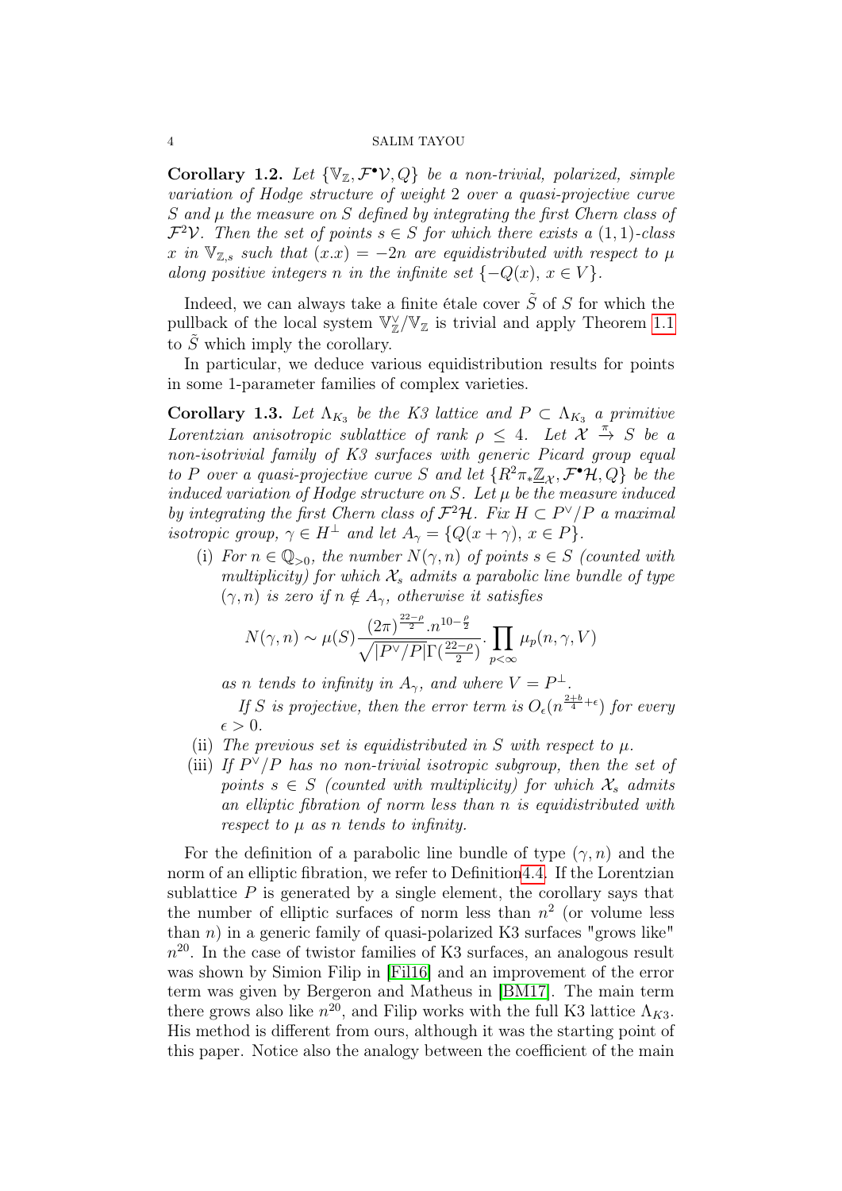**Corollary 1.2.** *Let $\{\mathbb{V}_{\mathbb{Z}}, \mathcal{F}^\bullet\mathcal{V}, Q\}$ be a non-trivial, polarized, simple variation of Hodge structure of weight 2 over a quasi-projective curve $S$ and $\mu$ the measure on $S$ defined by integrating the first Chern class of $\mathcal{F}^2\mathcal{V}$. Then the set of points $s \in S$ for which there exists a $(1,1)$-class $x$ in $\mathbb{V}_{\mathbb{Z},s}$ such that $(x.x) = -2n$ are equidistributed with respect to $\mu$ along positive integers $n$ in the infinite set $\{-Q(x),\, x \in V\}$.*

Indeed, we can always take a finite étale cover $\tilde{S}$ of $S$ for which the pullback of the local system $\mathbb{V}_{\mathbb{Z}}^\vee/\mathbb{V}_{\mathbb{Z}}$ is trivial and apply Theorem 1.1 to $\tilde{S}$ which imply the corollary.

In particular, we deduce various equidistribution results for points in some 1-parameter families of complex varieties.

**Corollary 1.3.** *Let $\Lambda_{K_3}$ be the K3 lattice and $P \subset \Lambda_{K_3}$ a primitive Lorentzian anisotropic sublattice of rank $\rho \leq 4$. Let $\mathcal{X} \xrightarrow{\pi} S$ be a non-isotrivial family of K3 surfaces with generic Picard group equal to $P$ over a quasi-projective curve $S$ and let $\{R^2\pi_*\underline{\mathbb{Z}}_{\mathcal{X}}, \mathcal{F}^\bullet\mathcal{H}, Q\}$ be the induced variation of Hodge structure on $S$. Let $\mu$ be the measure induced by integrating the first Chern class of $\mathcal{F}^2\mathcal{H}$. Fix $H \subset P^\vee/P$ a maximal isotropic group, $\gamma \in H^\perp$ and let $A_\gamma = \{Q(x+\gamma),\, x \in P\}$.*

(i) *For $n \in \mathbb{Q}_{>0}$, the number $N(\gamma, n)$ of points $s \in S$ (counted with multiplicity) for which $\mathcal{X}_s$ admits a parabolic line bundle of type $(\gamma, n)$ is zero if $n \notin A_\gamma$, otherwise it satisfies*

$$N(\gamma, n) \sim \mu(S)\frac{(2\pi)^{\frac{22-\rho}{2}}.n^{10-\frac{\rho}{2}}}{\sqrt{|P^\vee/P|}\Gamma(\frac{22-\rho}{2})}.\prod_{p<\infty}\mu_p(n,\gamma,V)$$

*as $n$ tends to infinity in $A_\gamma$, and where $V = P^\perp$.*

*If $S$ is projective, then the error term is $O_\epsilon(n^{\frac{2+b}{4}+\epsilon})$ for every $\epsilon > 0$.*

(ii) *The previous set is equidistributed in $S$ with respect to $\mu$.*

(iii) *If $P^\vee/P$ has no non-trivial isotropic subgroup, then the set of points $s \in S$ (counted with multiplicity) for which $\mathcal{X}_s$ admits an elliptic fibration of norm less than $n$ is equidistributed with respect to $\mu$ as $n$ tends to infinity.*

For the definition of a parabolic line bundle of type $(\gamma, n)$ and the norm of an elliptic fibration, we refer to Definition4.4. If the Lorentzian sublattice $P$ is generated by a single element, the corollary says that the number of elliptic surfaces of norm less than $n^2$ (or volume less than $n$) in a generic family of quasi-polarized K3 surfaces "grows like" $n^{20}$. In the case of twistor families of K3 surfaces, an analogous result was shown by Simion Filip in [Fil16] and an improvement of the error term was given by Bergeron and Matheus in [BM17]. The main term there grows also like $n^{20}$, and Filip works with the full K3 lattice $\Lambda_{K3}$. His method is different from ours, although it was the starting point of this paper. Notice also the analogy between the coefficient of the main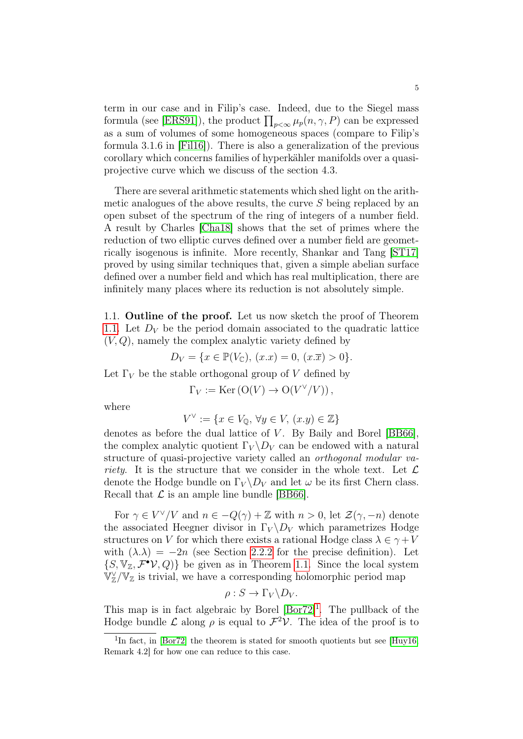term in our case and in Filip's case. Indeed, due to the Siegel mass formula (see [ERS91]), the product $\prod_{p<\infty} \mu_p(n, \gamma, P)$ can be expressed as a sum of volumes of some homogeneous spaces (compare to Filip's formula 3.1.6 in [Fil16]). There is also a generalization of the previous corollary which concerns families of hyperkähler manifolds over a quasi-projective curve which we discuss of the section 4.3.

There are several arithmetic statements which shed light on the arithmetic analogues of the above results, the curve $S$ being replaced by an open subset of the spectrum of the ring of integers of a number field. A result by Charles [Cha18] shows that the set of primes where the reduction of two elliptic curves defined over a number field are geometrically isogenous is infinite. More recently, Shankar and Tang [ST17] proved by using similar techniques that, given a simple abelian surface defined over a number field and which has real multiplication, there are infinitely many places where its reduction is not absolutely simple.

1.1. **Outline of the proof.** Let us now sketch the proof of Theorem 1.1. Let $D_V$ be the period domain associated to the quadratic lattice $(V, Q)$, namely the complex analytic variety defined by

$$D_V = \{x \in \mathbb{P}(V_{\mathbb{C}}),\ (x.x) = 0,\ (x.\overline{x}) > 0\}.$$

Let $\Gamma_V$ be the stable orthogonal group of $V$ defined by

$$\Gamma_V := \operatorname{Ker}\left(\mathrm{O}(V) \to \mathrm{O}(V^\vee/V)\right),$$

where

$$V^\vee := \{x \in V_{\mathbb{Q}},\ \forall y \in V,\ (x.y) \in \mathbb{Z}\}$$

denotes as before the dual lattice of $V$. By Baily and Borel [BB66], the complex analytic quotient $\Gamma_V \backslash D_V$ can be endowed with a natural structure of quasi-projective variety called an *orthogonal modular variety*. It is the structure that we consider in the whole text. Let $\mathcal{L}$ denote the Hodge bundle on $\Gamma_V \backslash D_V$ and let $\omega$ be its first Chern class. Recall that $\mathcal{L}$ is an ample line bundle [BB66].

For $\gamma \in V^\vee/V$ and $n \in -Q(\gamma) + \mathbb{Z}$ with $n > 0$, let $\mathcal{Z}(\gamma, -n)$ denote the associated Heegner divisor in $\Gamma_V \backslash D_V$ which parametrizes Hodge structures on $V$ for which there exists a rational Hodge class $\lambda \in \gamma + V$ with $(\lambda.\lambda) = -2n$ (see Section 2.2.2 for the precise definition). Let $\{S, \mathbb{V}_{\mathbb{Z}}, \mathcal{F}^\bullet\mathcal{V}, Q)\}$ be given as in Theorem 1.1. Since the local system $\mathbb{V}_{\mathbb{Z}}^\vee/\mathbb{V}_{\mathbb{Z}}$ is trivial, we have a corresponding holomorphic period map

$$\rho : S \to \Gamma_V \backslash D_V.$$

This map is in fact algebraic by Borel [Bor72][1]. The pullback of the Hodge bundle $\mathcal{L}$ along $\rho$ is equal to $\mathcal{F}^2\mathcal{V}$. The idea of the proof is to

[1] In fact, in [Bor72] the theorem is stated for smooth quotients but see [Huy16, Remark 4.2] for how one can reduce to this case.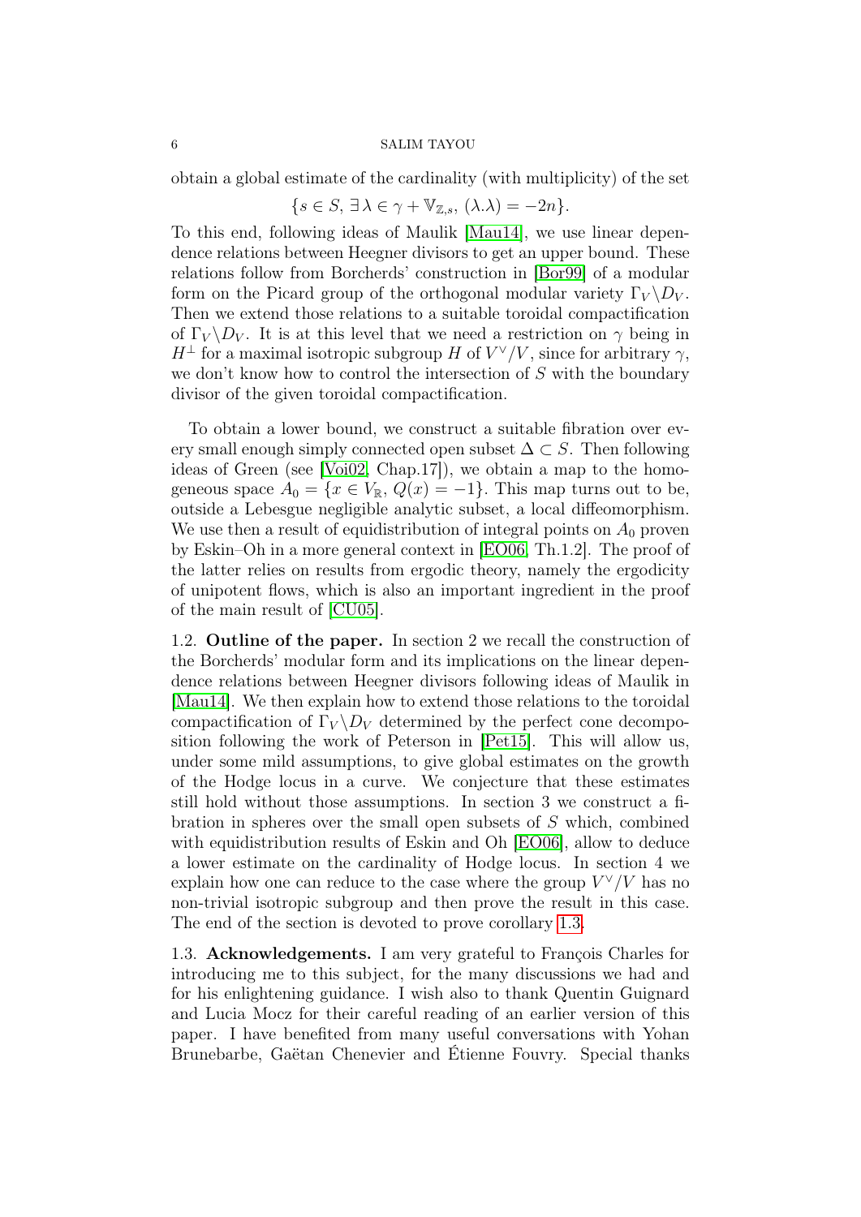obtain a global estimate of the cardinality (with multiplicity) of the set

$$\{s \in S,\ \exists\, \lambda \in \gamma + \mathbb{V}_{\mathbb{Z},s},\ (\lambda.\lambda) = -2n\}.$$

To this end, following ideas of Maulik [Mau14], we use linear dependence relations between Heegner divisors to get an upper bound. These relations follow from Borcherds' construction in [Bor99] of a modular form on the Picard group of the orthogonal modular variety $\Gamma_V \backslash D_V$. Then we extend those relations to a suitable toroidal compactification of $\Gamma_V \backslash D_V$. It is at this level that we need a restriction on $\gamma$ being in $H^\perp$ for a maximal isotropic subgroup $H$ of $V^\vee/V$, since for arbitrary $\gamma$, we don't know how to control the intersection of $S$ with the boundary divisor of the given toroidal compactification.

To obtain a lower bound, we construct a suitable fibration over every small enough simply connected open subset $\Delta \subset S$. Then following ideas of Green (see [Voi02, Chap.17]), we obtain a map to the homogeneous space $A_0 = \{x \in V_{\mathbb{R}},\ Q(x) = -1\}$. This map turns out to be, outside a Lebesgue negligible analytic subset, a local diffeomorphism. We use then a result of equidistribution of integral points on $A_0$ proven by Eskin–Oh in a more general context in [EO06, Th.1.2]. The proof of the latter relies on results from ergodic theory, namely the ergodicity of unipotent flows, which is also an important ingredient in the proof of the main result of [CU05].

## 1.2. Outline of the paper.

In section 2 we recall the construction of the Borcherds' modular form and its implications on the linear dependence relations between Heegner divisors following ideas of Maulik in [Mau14]. We then explain how to extend those relations to the toroidal compactification of $\Gamma_V \backslash D_V$ determined by the perfect cone decomposition following the work of Peterson in [Pet15]. This will allow us, under some mild assumptions, to give global estimates on the growth of the Hodge locus in a curve. We conjecture that these estimates still hold without those assumptions. In section 3 we construct a fibration in spheres over the small open subsets of $S$ which, combined with equidistribution results of Eskin and Oh [EO06], allow to deduce a lower estimate on the cardinality of Hodge locus. In section 4 we explain how one can reduce to the case where the group $V^\vee/V$ has no non-trivial isotropic subgroup and then prove the result in this case. The end of the section is devoted to prove corollary 1.3.

## 1.3. Acknowledgements.

I am very grateful to François Charles for introducing me to this subject, for the many discussions we had and for his enlightening guidance. I wish also to thank Quentin Guignard and Lucia Mocz for their careful reading of an earlier version of this paper. I have benefited from many useful conversations with Yohan Brunebarbe, Gaëtan Chenevier and Étienne Fouvry. Special thanks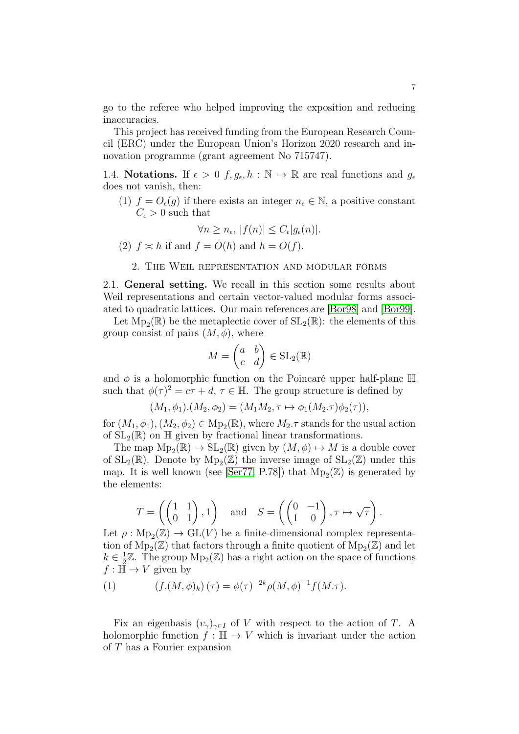go to the referee who helped improving the exposition and reducing inaccuracies.

This project has received funding from the European Research Council (ERC) under the European Union's Horizon 2020 research and innovation programme (grant agreement No 715747).

1.4. **Notations.** If $\epsilon > 0$ $f, g_\epsilon, h : \mathbb{N} \to \mathbb{R}$ are real functions and $g_\epsilon$ does not vanish, then:

(1) $f = O_\epsilon(g)$ if there exists an integer $n_\epsilon \in \mathbb{N}$, a positive constant $C_\epsilon > 0$ such that

$$\forall n \geq n_\epsilon,\ |f(n)| \leq C_\epsilon |g_\epsilon(n)|.$$

(2) $f \asymp h$ if and $f = O(h)$ and $h = O(f)$.

## 2. The Weil representation and modular forms

2.1. **General setting.** We recall in this section some results about Weil representations and certain vector-valued modular forms associated to quadratic lattices. Our main references are [Bor98] and [Bor99].

Let $\mathrm{Mp}_2(\mathbb{R})$ be the metaplectic cover of $\mathrm{SL}_2(\mathbb{R})$: the elements of this group consist of pairs $(M, \phi)$, where

$$M = \begin{pmatrix} a & b \\ c & d \end{pmatrix} \in \mathrm{SL}_2(\mathbb{R})$$

and $\phi$ is a holomorphic function on the Poincaré upper half-plane $\mathbb{H}$ such that $\phi(\tau)^2 = c\tau + d$, $\tau \in \mathbb{H}$. The group structure is defined by

$$(M_1, \phi_1).(M_2, \phi_2) = (M_1 M_2, \tau \mapsto \phi_1(M_2.\tau)\phi_2(\tau)),$$

for $(M_1, \phi_1), (M_2, \phi_2) \in \mathrm{Mp}_2(\mathbb{R})$, where $M_2.\tau$ stands for the usual action of $\mathrm{SL}_2(\mathbb{R})$ on $\mathbb{H}$ given by fractional linear transformations.

The map $\mathrm{Mp}_2(\mathbb{R}) \to \mathrm{SL}_2(\mathbb{R})$ given by $(M, \phi) \mapsto M$ is a double cover of $\mathrm{SL}_2(\mathbb{R})$. Denote by $\mathrm{Mp}_2(\mathbb{Z})$ the inverse image of $\mathrm{SL}_2(\mathbb{Z})$ under this map. It is well known (see [Ser77, P.78]) that $\mathrm{Mp}_2(\mathbb{Z})$ is generated by the elements:

$$T = \left( \begin{pmatrix} 1 & 1 \\ 0 & 1 \end{pmatrix}, 1 \right) \quad \text{and} \quad S = \left( \begin{pmatrix} 0 & -1 \\ 1 & 0 \end{pmatrix}, \tau \mapsto \sqrt{\tau} \right).$$

Let $\rho : \mathrm{Mp}_2(\mathbb{Z}) \to \mathrm{GL}(V)$ be a finite-dimensional complex representation of $\mathrm{Mp}_2(\mathbb{Z})$ that factors through a finite quotient of $\mathrm{Mp}_2(\mathbb{Z})$ and let $k \in \frac{1}{2}\mathbb{Z}$. The group $\mathrm{Mp}_2(\mathbb{Z})$ has a right action on the space of functions $f : \mathbb{H} \to V$ given by

$$(f.(M, \phi)_k)(\tau) = \phi(\tau)^{-2k} \rho(M, \phi)^{-1} f(M.\tau). \tag{1}$$

Fix an eigenbasis $(v_\gamma)_{\gamma \in I}$ of $V$ with respect to the action of $T$. A holomorphic function $f : \mathbb{H} \to V$ which is invariant under the action of $T$ has a Fourier expansion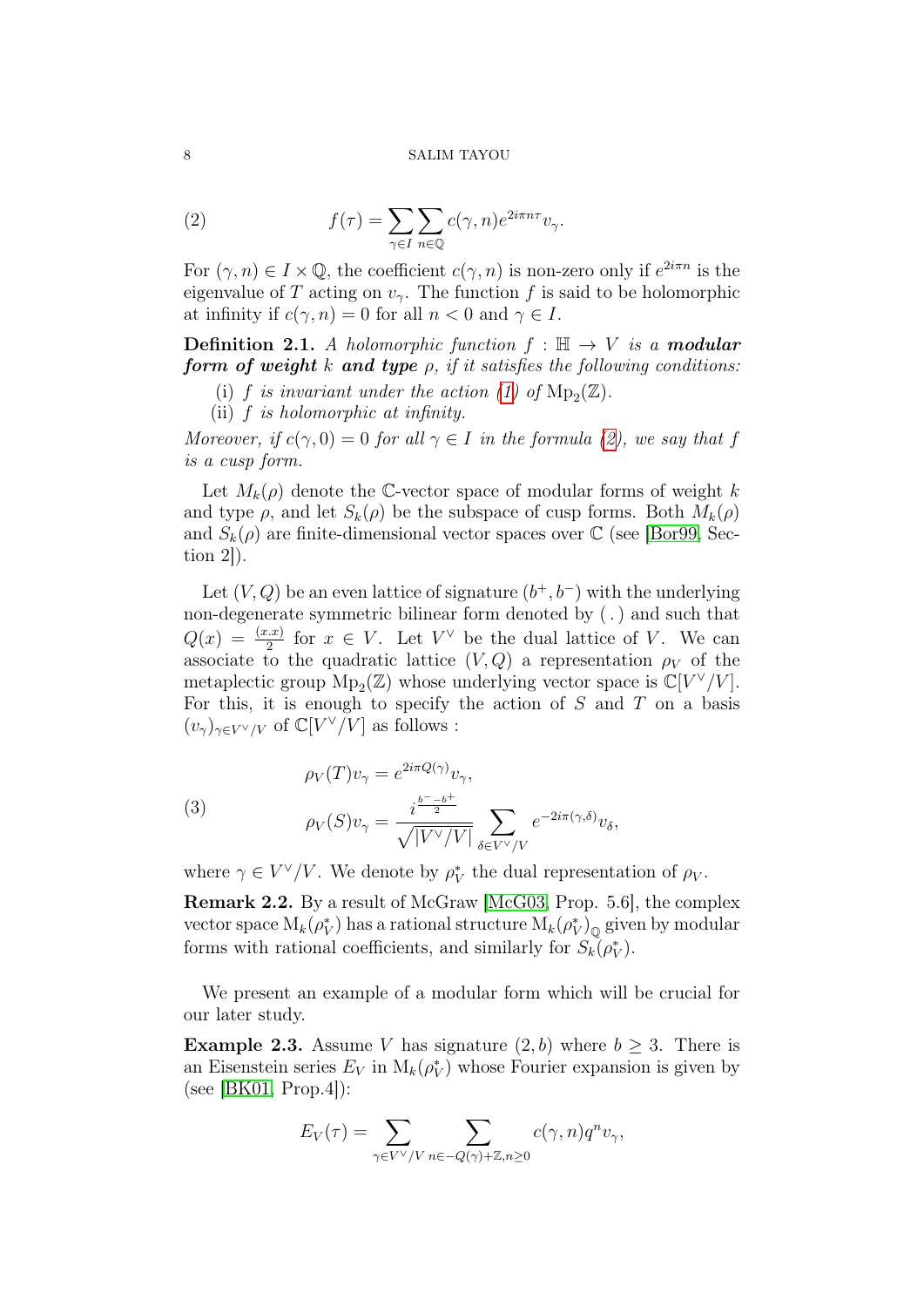$$f(\tau) = \sum_{\gamma \in I} \sum_{n \in \mathbb{Q}} c(\gamma, n) e^{2i\pi n \tau} v_\gamma. \tag{2}$$

For $(\gamma, n) \in I \times \mathbb{Q}$, the coefficient $c(\gamma, n)$ is non-zero only if $e^{2i\pi n}$ is the eigenvalue of $T$ acting on $v_\gamma$. The function $f$ is said to be holomorphic at infinity if $c(\gamma, n) = 0$ for all $n < 0$ and $\gamma \in I$.

**Definition 2.1.** *A holomorphic function $f : \mathbb{H} \to V$ is a* ***modular form of weight*** *$k$* ***and type*** *$\rho$, if it satisfies the following conditions:*

(i) *$f$ is invariant under the action (1) of $\mathrm{Mp}_2(\mathbb{Z})$.*
(ii) *$f$ is holomorphic at infinity.*

*Moreover, if $c(\gamma, 0) = 0$ for all $\gamma \in I$ in the formula (2), we say that $f$ is a cusp form.*

Let $M_k(\rho)$ denote the $\mathbb{C}$-vector space of modular forms of weight $k$ and type $\rho$, and let $S_k(\rho)$ be the subspace of cusp forms. Both $M_k(\rho)$ and $S_k(\rho)$ are finite-dimensional vector spaces over $\mathbb{C}$ (see [Bor99, Section 2]).

Let $(V, Q)$ be an even lattice of signature $(b^+, b^-)$ with the underlying non-degenerate symmetric bilinear form denoted by $(\,.\,)$ and such that $Q(x) = \frac{(x.x)}{2}$ for $x \in V$. Let $V^\vee$ be the dual lattice of $V$. We can associate to the quadratic lattice $(V, Q)$ a representation $\rho_V$ of the metaplectic group $\mathrm{Mp}_2(\mathbb{Z})$ whose underlying vector space is $\mathbb{C}[V^\vee/V]$. For this, it is enough to specify the action of $S$ and $T$ on a basis $(v_\gamma)_{\gamma \in V^\vee/V}$ of $\mathbb{C}[V^\vee/V]$ as follows :

$$\begin{aligned}
\rho_V(T) v_\gamma &= e^{2i\pi Q(\gamma)} v_\gamma, \\
\rho_V(S) v_\gamma &= \frac{i^{\frac{b^- - b^+}{2}}}{\sqrt{|V^\vee/V|}} \sum_{\delta \in V^\vee/V} e^{-2i\pi(\gamma,\delta)} v_\delta,
\end{aligned} \tag{3}$$

where $\gamma \in V^\vee/V$. We denote by $\rho_V^*$ the dual representation of $\rho_V$.

**Remark 2.2.** By a result of McGraw [McG03, Prop. 5.6], the complex vector space $\mathrm{M}_k(\rho_V^*)$ has a rational structure $\mathrm{M}_k(\rho_V^*)_\mathbb{Q}$ given by modular forms with rational coefficients, and similarly for $S_k(\rho_V^*)$.

We present an example of a modular form which will be crucial for our later study.

**Example 2.3.** Assume $V$ has signature $(2, b)$ where $b \geq 3$. There is an Eisenstein series $E_V$ in $\mathrm{M}_k(\rho_V^*)$ whose Fourier expansion is given by (see [BK01, Prop.4]):

$$E_V(\tau) = \sum_{\gamma \in V^\vee/V} \sum_{n \in -Q(\gamma)+\mathbb{Z}, n \geq 0} c(\gamma, n) q^n v_\gamma,$$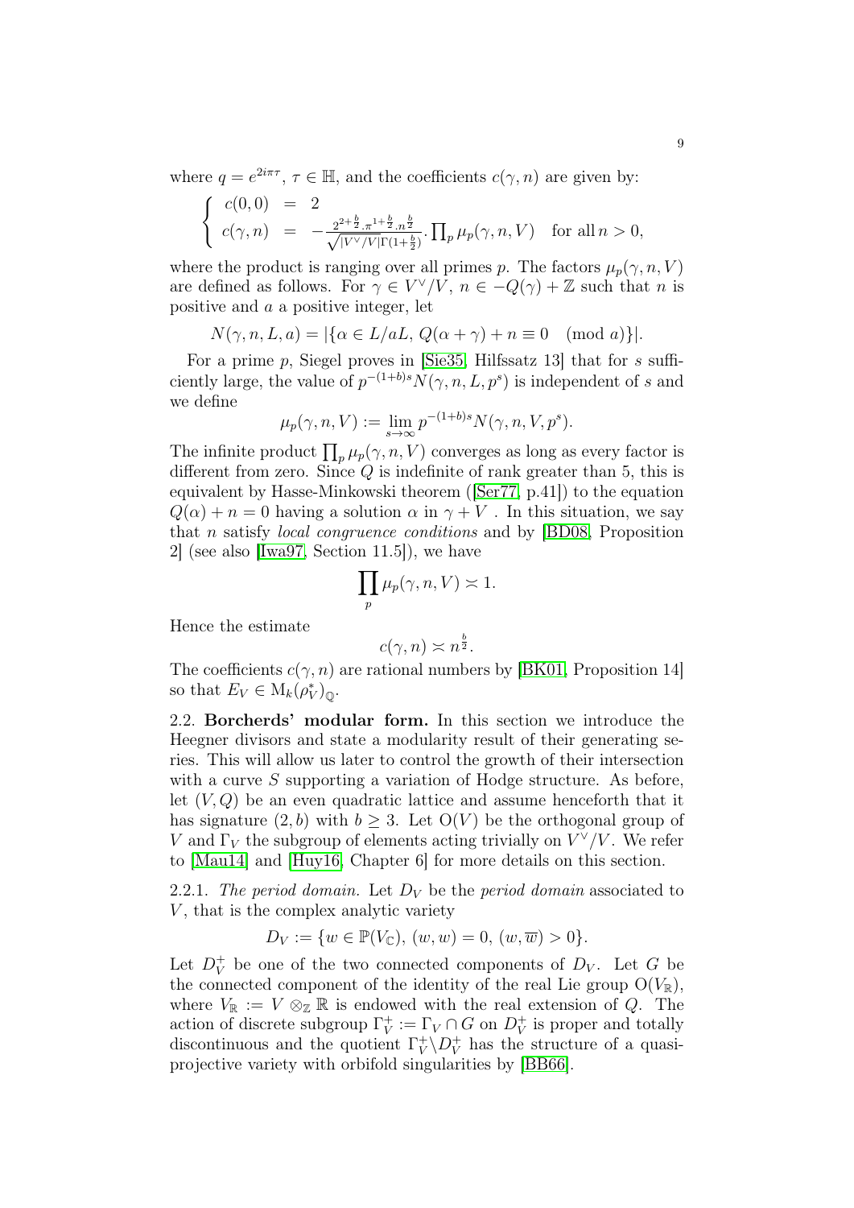where $q = e^{2i\pi\tau}$, $\tau \in \mathbb{H}$, and the coefficients $c(\gamma, n)$ are given by:

$$\begin{cases} c(0,0) &= 2 \\ c(\gamma, n) &= -\frac{2^{2+\frac{b}{2}}.\pi^{1+\frac{b}{2}}.n^{\frac{b}{2}}}{\sqrt{|V^\vee/V|}\Gamma(1+\frac{b}{2})}.\prod_p \mu_p(\gamma, n, V) \quad \text{for all } n > 0, \end{cases}$$

where the product is ranging over all primes $p$. The factors $\mu_p(\gamma, n, V)$ are defined as follows. For $\gamma \in V^\vee/V$, $n \in -Q(\gamma) + \mathbb{Z}$ such that $n$ is positive and $a$ a positive integer, let

$$N(\gamma, n, L, a) = |\{\alpha \in L/aL,\ Q(\alpha + \gamma) + n \equiv 0 \pmod a\}|.$$

For a prime $p$, Siegel proves in [Sie35, Hilfssatz 13] that for $s$ sufficiently large, the value of $p^{-(1+b)s}N(\gamma, n, L, p^s)$ is independent of $s$ and we define

$$\mu_p(\gamma, n, V) := \lim_{s\to\infty} p^{-(1+b)s}N(\gamma, n, V, p^s).$$

The infinite product $\prod_p \mu_p(\gamma, n, V)$ converges as long as every factor is different from zero. Since $Q$ is indefinite of rank greater than 5, this is equivalent by Hasse-Minkowski theorem ([Ser77, p.41]) to the equation $Q(\alpha) + n = 0$ having a solution $\alpha$ in $\gamma + V$ . In this situation, we say that $n$ satisfy *local congruence conditions* and by [BD08, Proposition 2] (see also [Iwa97, Section 11.5]), we have

$$\prod_p \mu_p(\gamma, n, V) \asymp 1.$$

Hence the estimate

$$c(\gamma, n) \asymp n^{\frac{b}{2}}.$$

The coefficients $c(\gamma, n)$ are rational numbers by [BK01, Proposition 14] so that $E_V \in \mathrm{M}_k(\rho_V^*)_{\mathbb{Q}}$.

**2.2. Borcherds' modular form.** In this section we introduce the Heegner divisors and state a modularity result of their generating series. This will allow us later to control the growth of their intersection with a curve $S$ supporting a variation of Hodge structure. As before, let $(V, Q)$ be an even quadratic lattice and assume henceforth that it has signature $(2, b)$ with $b \geq 3$. Let $\mathrm{O}(V)$ be the orthogonal group of $V$ and $\Gamma_V$ the subgroup of elements acting trivially on $V^\vee/V$. We refer to [Mau14] and [Huy16, Chapter 6] for more details on this section.

2.2.1. *The period domain.* Let $D_V$ be the *period domain* associated to $V$, that is the complex analytic variety

$$D_V := \{w \in \mathbb{P}(V_\mathbb{C}),\ (w, w) = 0,\ (w, \overline{w}) > 0\}.$$

Let $D_V^+$ be one of the two connected components of $D_V$. Let $G$ be the connected component of the identity of the real Lie group $\mathrm{O}(V_\mathbb{R})$, where $V_\mathbb{R} := V \otimes_\mathbb{Z} \mathbb{R}$ is endowed with the real extension of $Q$. The action of discrete subgroup $\Gamma_V^+ := \Gamma_V \cap G$ on $D_V^+$ is proper and totally discontinuous and the quotient $\Gamma_V^+ \backslash D_V^+$ has the structure of a quasi-projective variety with orbifold singularities by [BB66].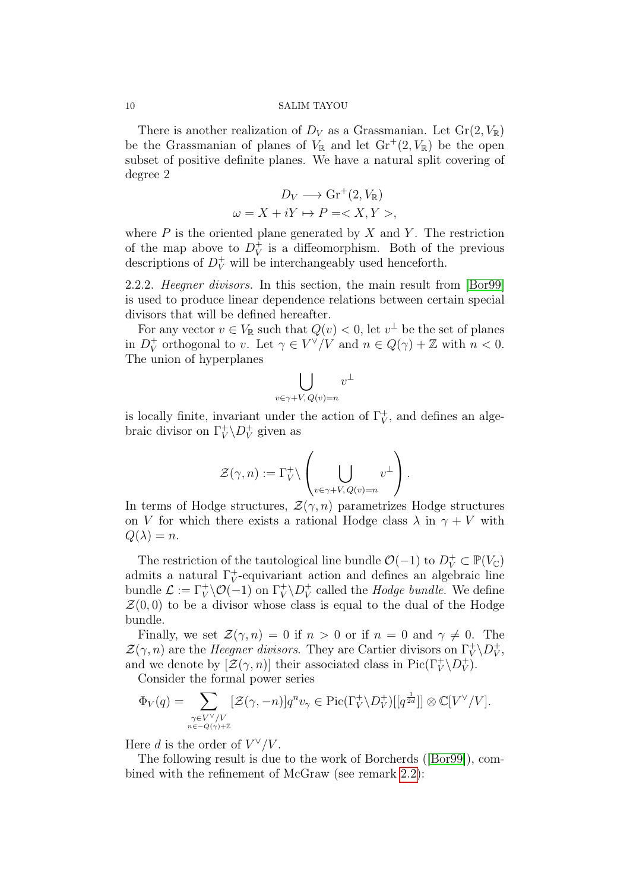There is another realization of $D_V$ as a Grassmanian. Let $\mathrm{Gr}(2, V_{\mathbb{R}})$ be the Grassmanian of planes of $V_{\mathbb{R}}$ and let $\mathrm{Gr}^+(2, V_{\mathbb{R}})$ be the open subset of positive definite planes. We have a natural split covering of degree 2

$$D_V \longrightarrow \mathrm{Gr}^+(2, V_{\mathbb{R}})$$
$$\omega = X + iY \mapsto P = < X, Y >,$$

where $P$ is the oriented plane generated by $X$ and $Y$. The restriction of the map above to $D_V^+$ is a diffeomorphism. Both of the previous descriptions of $D_V^+$ will be interchangeably used henceforth.

2.2.2. *Heegner divisors.* In this section, the main result from [Bor99] is used to produce linear dependence relations between certain special divisors that will be defined hereafter.

For any vector $v \in V_{\mathbb{R}}$ such that $Q(v) < 0$, let $v^\perp$ be the set of planes in $D_V^+$ orthogonal to $v$. Let $\gamma \in V^\vee/V$ and $n \in Q(\gamma) + \mathbb{Z}$ with $n < 0$. The union of hyperplanes

$$\bigcup_{v \in \gamma + V,\, Q(v) = n} v^\perp$$

is locally finite, invariant under the action of $\Gamma_V^+$, and defines an algebraic divisor on $\Gamma_V^+ \backslash D_V^+$ given as

$$\mathcal{Z}(\gamma, n) := \Gamma_V^+ \backslash \left( \bigcup_{v \in \gamma + V,\, Q(v) = n} v^\perp \right).$$

In terms of Hodge structures, $\mathcal{Z}(\gamma, n)$ parametrizes Hodge structures on $V$ for which there exists a rational Hodge class $\lambda$ in $\gamma + V$ with $Q(\lambda) = n$.

The restriction of the tautological line bundle $\mathcal{O}(-1)$ to $D_V^+ \subset \mathbb{P}(V_{\mathbb{C}})$ admits a natural $\Gamma_V^+$-equivariant action and defines an algebraic line bundle $\mathcal{L} := \Gamma_V^+ \backslash \mathcal{O}(-1)$ on $\Gamma_V^+ \backslash D_V^+$ called the *Hodge bundle*. We define $\mathcal{Z}(0, 0)$ to be a divisor whose class is equal to the dual of the Hodge bundle.

Finally, we set $\mathcal{Z}(\gamma, n) = 0$ if $n > 0$ or if $n = 0$ and $\gamma \neq 0$. The $\mathcal{Z}(\gamma, n)$ are the *Heegner divisors*. They are Cartier divisors on $\Gamma_V^+ \backslash D_V^+$, and we denote by $[\mathcal{Z}(\gamma, n)]$ their associated class in $\mathrm{Pic}(\Gamma_V^+ \backslash D_V^+)$.

Consider the formal power series

$$\Phi_V(q) = \sum_{\substack{\gamma \in V^\vee/V \\ n \in -Q(\gamma) + \mathbb{Z}}} [\mathcal{Z}(\gamma, -n)] q^n v_\gamma \in \mathrm{Pic}(\Gamma_V^+ \backslash D_V^+)[[q^{\frac{1}{2d}}]] \otimes \mathbb{C}[V^\vee/V].$$

Here $d$ is the order of $V^\vee/V$.

The following result is due to the work of Borcherds ([Bor99]), combined with the refinement of McGraw (see remark 2.2):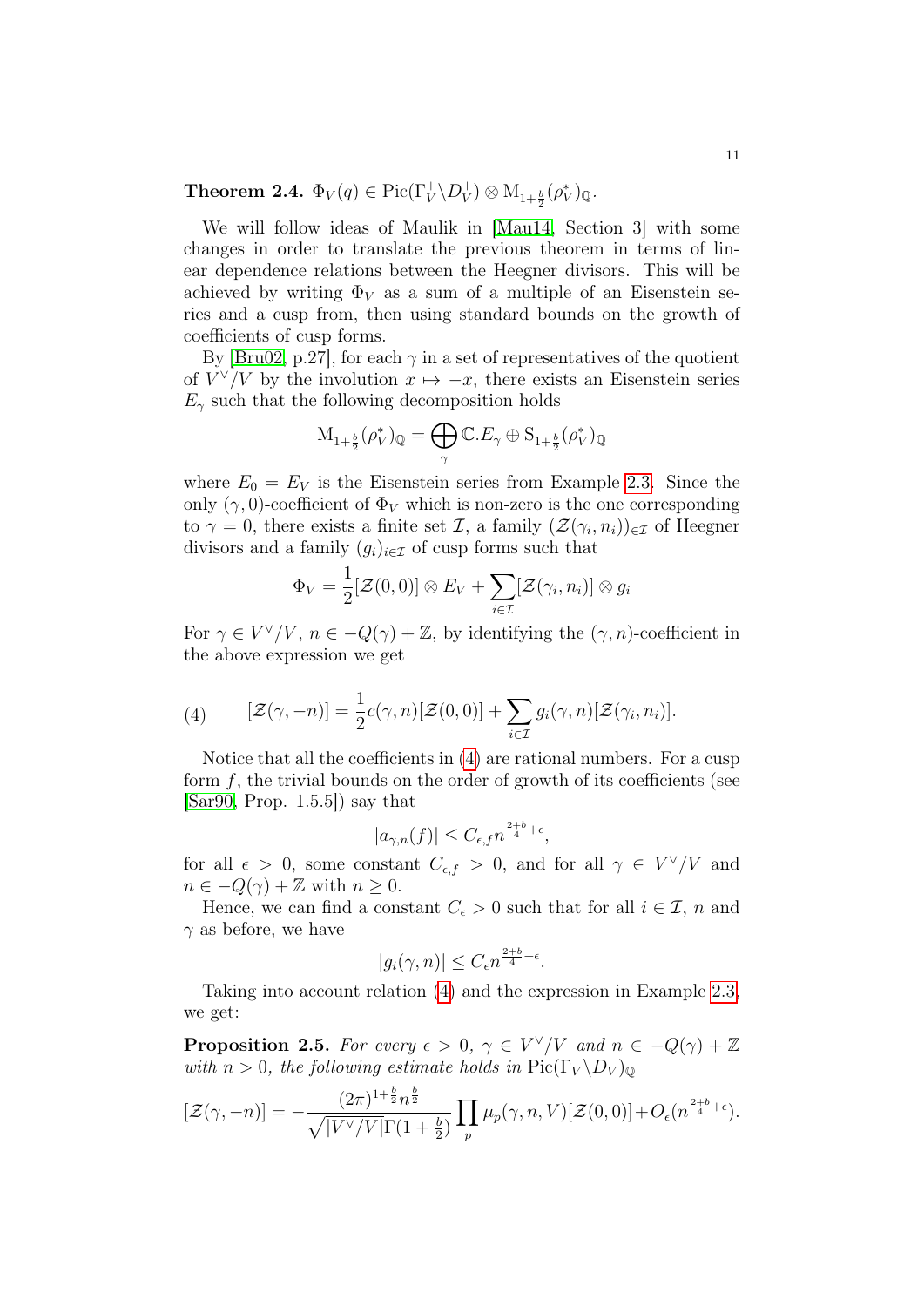**Theorem 2.4.** $\Phi_V(q) \in \mathrm{Pic}(\Gamma_V^+\backslash D_V^+) \otimes \mathrm{M}_{1+\frac{b}{2}}(\rho_V^*)_{\mathbb{Q}}$.

We will follow ideas of Maulik in [Mau14, Section 3] with some changes in order to translate the previous theorem in terms of linear dependence relations between the Heegner divisors. This will be achieved by writing $\Phi_V$ as a sum of a multiple of an Eisenstein series and a cusp from, then using standard bounds on the growth of coefficients of cusp forms.

By [Bru02, p.27], for each $\gamma$ in a set of representatives of the quotient of $V^\vee/V$ by the involution $x \mapsto -x$, there exists an Eisenstein series $E_\gamma$ such that the following decomposition holds

$$\mathrm{M}_{1+\frac{b}{2}}(\rho_V^*)_{\mathbb{Q}} = \bigoplus_{\gamma} \mathbb{C}.E_\gamma \oplus \mathrm{S}_{1+\frac{b}{2}}(\rho_V^*)_{\mathbb{Q}}$$

where $E_0 = E_V$ is the Eisenstein series from Example 2.3. Since the only $(\gamma, 0)$-coefficient of $\Phi_V$ which is non-zero is the one corresponding to $\gamma = 0$, there exists a finite set $\mathcal{I}$, a family $(\mathcal{Z}(\gamma_i, n_i))_{\in\mathcal{I}}$ of Heegner divisors and a family $(g_i)_{i\in\mathcal{I}}$ of cusp forms such that

$$\Phi_V = \frac{1}{2}[\mathcal{Z}(0,0)] \otimes E_V + \sum_{i\in\mathcal{I}} [\mathcal{Z}(\gamma_i, n_i)] \otimes g_i$$

For $\gamma \in V^\vee/V$, $n \in -Q(\gamma) + \mathbb{Z}$, by identifying the $(\gamma, n)$-coefficient in the above expression we get

$$[\mathcal{Z}(\gamma, -n)] = \frac{1}{2}c(\gamma, n)[\mathcal{Z}(0,0)] + \sum_{i\in\mathcal{I}} g_i(\gamma, n)[\mathcal{Z}(\gamma_i, n_i)]. \tag{4}$$

Notice that all the coefficients in (4) are rational numbers. For a cusp form $f$, the trivial bounds on the order of growth of its coefficients (see [Sar90, Prop. 1.5.5]) say that

$$|a_{\gamma,n}(f)| \le C_{\epsilon,f}\, n^{\frac{2+b}{4}+\epsilon},$$

for all $\epsilon > 0$, some constant $C_{\epsilon,f} > 0$, and for all $\gamma \in V^\vee/V$ and $n \in -Q(\gamma) + \mathbb{Z}$ with $n \ge 0$.

Hence, we can find a constant $C_\epsilon > 0$ such that for all $i \in \mathcal{I}$, $n$ and $\gamma$ as before, we have

$$|g_i(\gamma, n)| \le C_\epsilon n^{\frac{2+b}{4}+\epsilon}.$$

Taking into account relation (4) and the expression in Example 2.3, we get:

**Proposition 2.5.** *For every $\epsilon > 0$, $\gamma \in V^\vee/V$ and $n \in -Q(\gamma) + \mathbb{Z}$ with $n > 0$, the following estimate holds in $\mathrm{Pic}(\Gamma_V\backslash D_V)_{\mathbb{Q}}$*

$$[\mathcal{Z}(\gamma, -n)] = -\frac{(2\pi)^{1+\frac{b}{2}} n^{\frac{b}{2}}}{\sqrt{|V^\vee/V|}\,\Gamma(1+\frac{b}{2})} \prod_p \mu_p(\gamma, n, V)[\mathcal{Z}(0,0)] + O_\epsilon(n^{\frac{2+b}{4}+\epsilon}).$$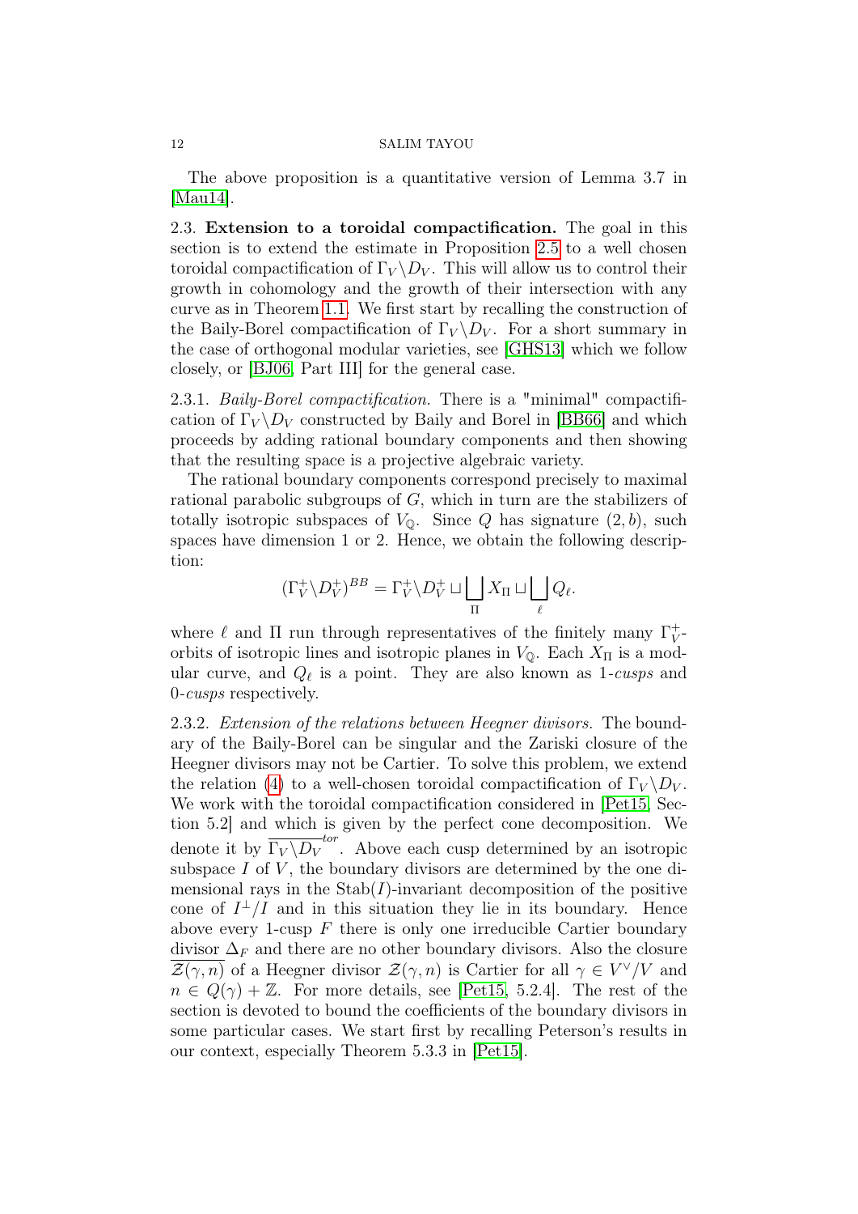The above proposition is a quantitative version of Lemma 3.7 in [Mau14].

## 2.3. Extension to a toroidal compactification.

The goal in this section is to extend the estimate in Proposition 2.5 to a well chosen toroidal compactification of $\Gamma_V \backslash D_V$. This will allow us to control their growth in cohomology and the growth of their intersection with any curve as in Theorem 1.1. We first start by recalling the construction of the Baily-Borel compactification of $\Gamma_V \backslash D_V$. For a short summary in the case of orthogonal modular varieties, see [GHS13] which we follow closely, or [BJ06, Part III] for the general case.

### 2.3.1. *Baily-Borel compactification.*

There is a "minimal" compactification of $\Gamma_V \backslash D_V$ constructed by Baily and Borel in [BB66] and which proceeds by adding rational boundary components and then showing that the resulting space is a projective algebraic variety.

The rational boundary components correspond precisely to maximal rational parabolic subgroups of $G$, which in turn are the stabilizers of totally isotropic subspaces of $V_{\mathbb{Q}}$. Since $Q$ has signature $(2, b)$, such spaces have dimension 1 or 2. Hence, we obtain the following description:

$$(\Gamma_V^+ \backslash D_V^+)^{BB} = \Gamma_V^+ \backslash D_V^+ \sqcup \bigsqcup_{\Pi} X_\Pi \sqcup \bigsqcup_{\ell} Q_\ell.$$

where $\ell$ and $\Pi$ run through representatives of the finitely many $\Gamma_V^+$-orbits of isotropic lines and isotropic planes in $V_{\mathbb{Q}}$. Each $X_\Pi$ is a modular curve, and $Q_\ell$ is a point. They are also known as 1-*cusps* and 0-*cusps* respectively.

### 2.3.2. *Extension of the relations between Heegner divisors.*

The boundary of the Baily-Borel can be singular and the Zariski closure of the Heegner divisors may not be Cartier. To solve this problem, we extend the relation (4) to a well-chosen toroidal compactification of $\Gamma_V \backslash D_V$. We work with the toroidal compactification considered in [Pet15, Section 5.2] and which is given by the perfect cone decomposition. We denote it by $\overline{\Gamma_V \backslash D_V}^{tor}$. Above each cusp determined by an isotropic subspace $I$ of $V$, the boundary divisors are determined by the one dimensional rays in the $\mathrm{Stab}(I)$-invariant decomposition of the positive cone of $I^\perp / I$ and in this situation they lie in its boundary. Hence above every 1-cusp $F$ there is only one irreducible Cartier boundary divisor $\Delta_F$ and there are no other boundary divisors. Also the closure $\overline{\mathcal{Z}(\gamma, n)}$ of a Heegner divisor $\mathcal{Z}(\gamma, n)$ is Cartier for all $\gamma \in V^\vee / V$ and $n \in Q(\gamma) + \mathbb{Z}$. For more details, see [Pet15, 5.2.4]. The rest of the section is devoted to bound the coefficients of the boundary divisors in some particular cases. We start first by recalling Peterson's results in our context, especially Theorem 5.3.3 in [Pet15].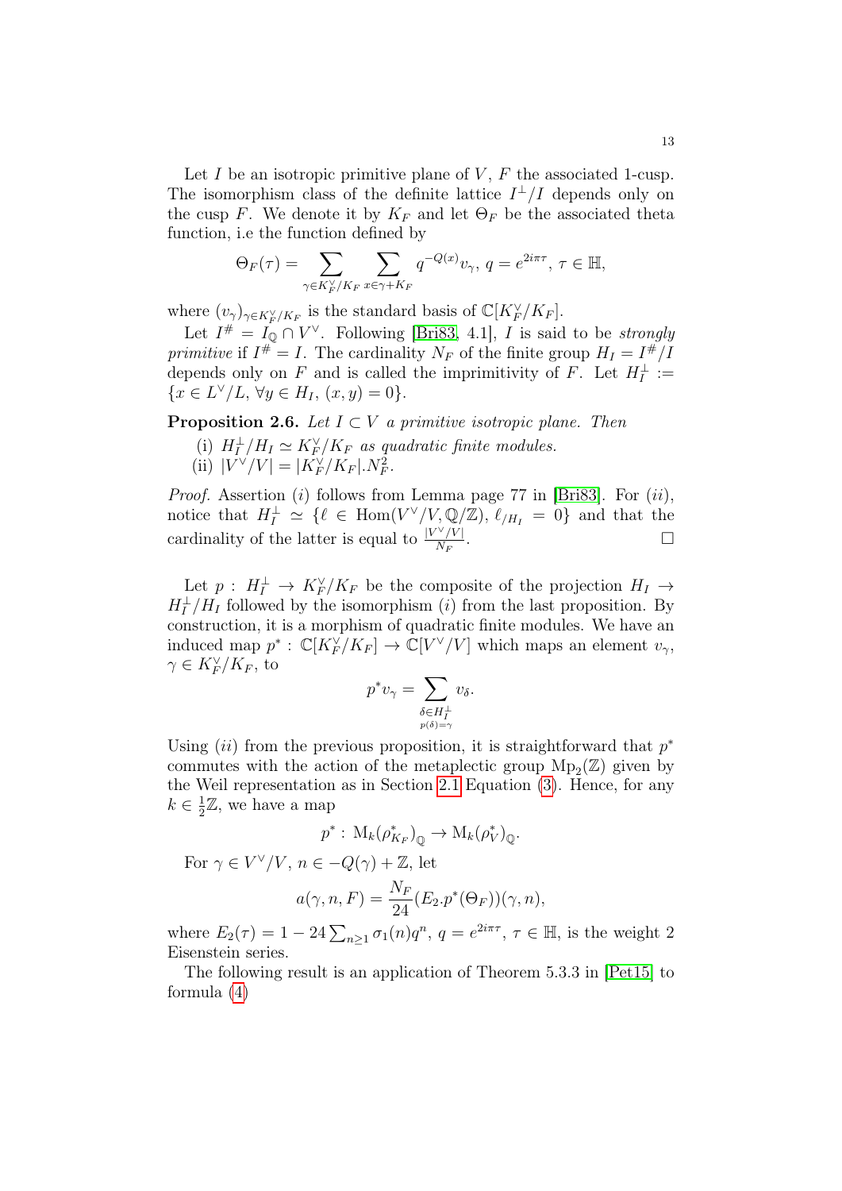Let $I$ be an isotropic primitive plane of $V$, $F$ the associated 1-cusp. The isomorphism class of the definite lattice $I^\perp/I$ depends only on the cusp $F$. We denote it by $K_F$ and let $\Theta_F$ be the associated theta function, i.e the function defined by

$$\Theta_F(\tau) = \sum_{\gamma \in K_F^\vee/K_F} \sum_{x \in \gamma + K_F} q^{-Q(x)} v_\gamma,\ q = e^{2i\pi\tau},\ \tau \in \mathbb{H},$$

where $(v_\gamma)_{\gamma \in K_F^\vee/K_F}$ is the standard basis of $\mathbb{C}[K_F^\vee/K_F]$.

Let $I^\# = I_\mathbb{Q} \cap V^\vee$. Following [Bri83, 4.1], $I$ is said to be *strongly primitive* if $I^\# = I$. The cardinality $N_F$ of the finite group $H_I = I^\#/I$ depends only on $F$ and is called the imprimitivity of $F$. Let $H_I^\perp := \{x \in L^\vee/L,\ \forall y \in H_I,\ (x,y) = 0\}$.

**Proposition 2.6.** *Let $I \subset V$ a primitive isotropic plane. Then*

(i) *$H_I^\perp/H_I \simeq K_F^\vee/K_F$ as quadratic finite modules.*

(ii) *$|V^\vee/V| = |K_F^\vee/K_F|.N_F^2$.*

*Proof.* Assertion $(i)$ follows from Lemma page 77 in [Bri83]. For $(ii)$, notice that $H_I^\perp \simeq \{\ell \in \mathrm{Hom}(V^\vee/V, \mathbb{Q}/\mathbb{Z}),\ \ell_{/H_I} = 0\}$ and that the cardinality of the latter is equal to $\frac{|V^\vee/V|}{N_F}$. □

Let $p : H_I^\perp \to K_F^\vee/K_F$ be the composite of the projection $H_I \to H_I^\perp/H_I$ followed by the isomorphism $(i)$ from the last proposition. By construction, it is a morphism of quadratic finite modules. We have an induced map $p^* : \mathbb{C}[K_F^\vee/K_F] \to \mathbb{C}[V^\vee/V]$ which maps an element $v_\gamma$, $\gamma \in K_F^\vee/K_F$, to

$$p^* v_\gamma = \sum_{\substack{\delta \in H_I^\perp \\ p(\delta) = \gamma}} v_\delta.$$

Using $(ii)$ from the previous proposition, it is straightforward that $p^*$ commutes with the action of the metaplectic group $\mathrm{Mp}_2(\mathbb{Z})$ given by the Weil representation as in Section 2.1 Equation (3). Hence, for any $k \in \frac{1}{2}\mathbb{Z}$, we have a map

$$p^* : \mathrm{M}_k(\rho_{K_F}^*)_\mathbb{Q} \to \mathrm{M}_k(\rho_V^*)_\mathbb{Q}.$$

For $\gamma \in V^\vee/V$, $n \in -Q(\gamma) + \mathbb{Z}$, let

$$a(\gamma, n, F) = \frac{N_F}{24}(E_2.p^*(\Theta_F))(\gamma, n),$$

where $E_2(\tau) = 1 - 24\sum_{n \geq 1} \sigma_1(n) q^n$, $q = e^{2i\pi\tau}$, $\tau \in \mathbb{H}$, is the weight 2 Eisenstein series.

The following result is an application of Theorem 5.3.3 in [Pet15] to formula (4)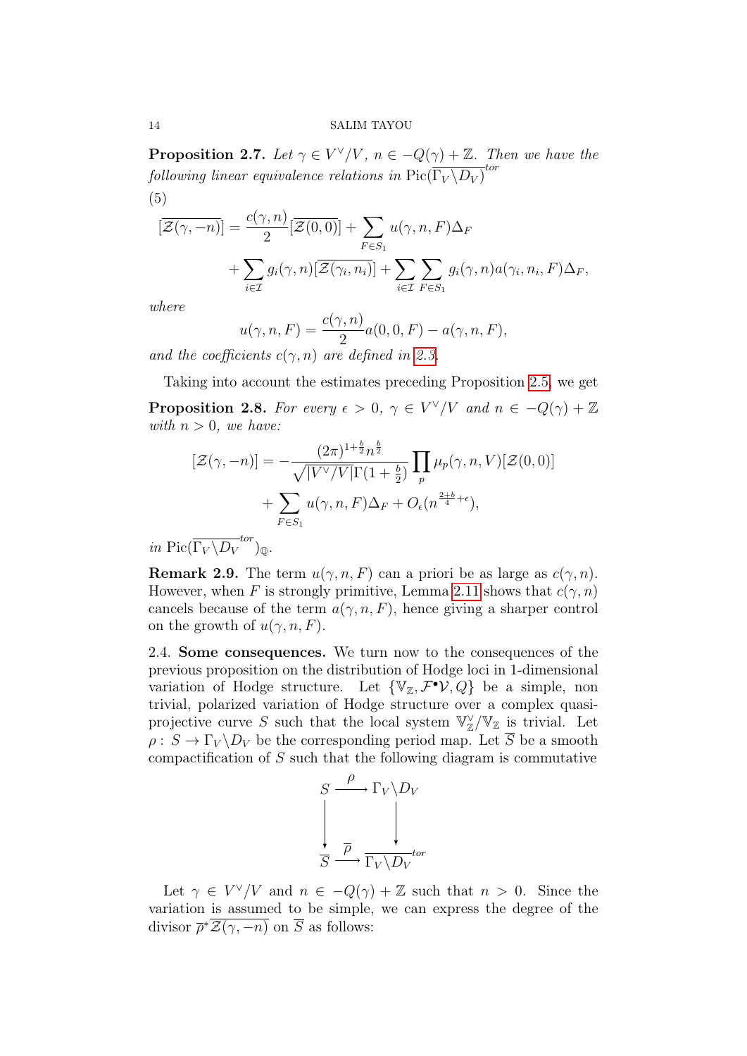**Proposition 2.7.** *Let $\gamma \in V^\vee/V$, $n \in -Q(\gamma)+\mathbb{Z}$. Then we have the following linear equivalence relations in* $\mathrm{Pic}(\overline{\Gamma_V\backslash D_V}^{tor})$

(5)

$$
\begin{aligned}
[\overline{\mathcal{Z}(\gamma,-n)}] = \frac{c(\gamma,n)}{2}[\overline{\mathcal{Z}(0,0)}] + \sum_{F\in S_1} u(\gamma,n,F)\Delta_F \\
+ \sum_{i\in\mathcal{I}} g_i(\gamma,n)[\overline{\mathcal{Z}(\gamma_i,n_i)}] + \sum_{i\in\mathcal{I}}\sum_{F\in S_1} g_i(\gamma,n)a(\gamma_i,n_i,F)\Delta_F,
\end{aligned}
$$

*where*

$$
u(\gamma,n,F) = \frac{c(\gamma,n)}{2}a(0,0,F) - a(\gamma,n,F),
$$

*and the coefficients $c(\gamma,n)$ are defined in 2.3.*

Taking into account the estimates preceding Proposition 2.5, we get

**Proposition 2.8.** *For every $\epsilon>0$, $\gamma\in V^\vee/V$ and $n\in -Q(\gamma)+\mathbb{Z}$ with $n>0$, we have:*

$$
\begin{aligned}
[\mathcal{Z}(\gamma,-n)] = -\frac{(2\pi)^{1+\frac{b}{2}}n^{\frac{b}{2}}}{\sqrt{|V^\vee/V|}\Gamma(1+\frac{b}{2})}\prod_p \mu_p(\gamma,n,V)[\mathcal{Z}(0,0)] \\
+ \sum_{F\in S_1} u(\gamma,n,F)\Delta_F + O_\epsilon(n^{\frac{2+b}{4}+\epsilon}),
\end{aligned}
$$

*in* $\mathrm{Pic}(\overline{\Gamma_V\backslash D_V}^{tor})_{\mathbb{Q}}$.

**Remark 2.9.** The term $u(\gamma,n,F)$ can a priori be as large as $c(\gamma,n)$. However, when $F$ is strongly primitive, Lemma 2.11 shows that $c(\gamma,n)$ cancels because of the term $a(\gamma,n,F)$, hence giving a sharper control on the growth of $u(\gamma,n,F)$.

2.4. **Some consequences.** We turn now to the consequences of the previous proposition on the distribution of Hodge loci in 1-dimensional variation of Hodge structure. Let $\{\mathbb{V}_{\mathbb{Z}},\mathcal{F}^\bullet\mathcal{V},Q\}$ be a simple, non trivial, polarized variation of Hodge structure over a complex quasi-projective curve $S$ such that the local system $\mathbb{V}_{\mathbb{Z}}^\vee/\mathbb{V}_{\mathbb{Z}}$ is trivial. Let $\rho: S\to\Gamma_V\backslash D_V$ be the corresponding period map. Let $\overline{S}$ be a smooth compactification of $S$ such that the following diagram is commutative

$$
\begin{array}{ccc}
S & \xrightarrow{\rho} & \Gamma_V\backslash D_V \\
\downarrow & & \downarrow \\
\overline{S} & \xrightarrow{\overline{\rho}} & \overline{\Gamma_V\backslash D_V}^{tor}
\end{array}
$$

Let $\gamma\in V^\vee/V$ and $n\in -Q(\gamma)+\mathbb{Z}$ such that $n>0$. Since the variation is assumed to be simple, we can express the degree of the divisor $\overline{\rho}^*\overline{\mathcal{Z}(\gamma,-n)}$ on $\overline{S}$ as follows: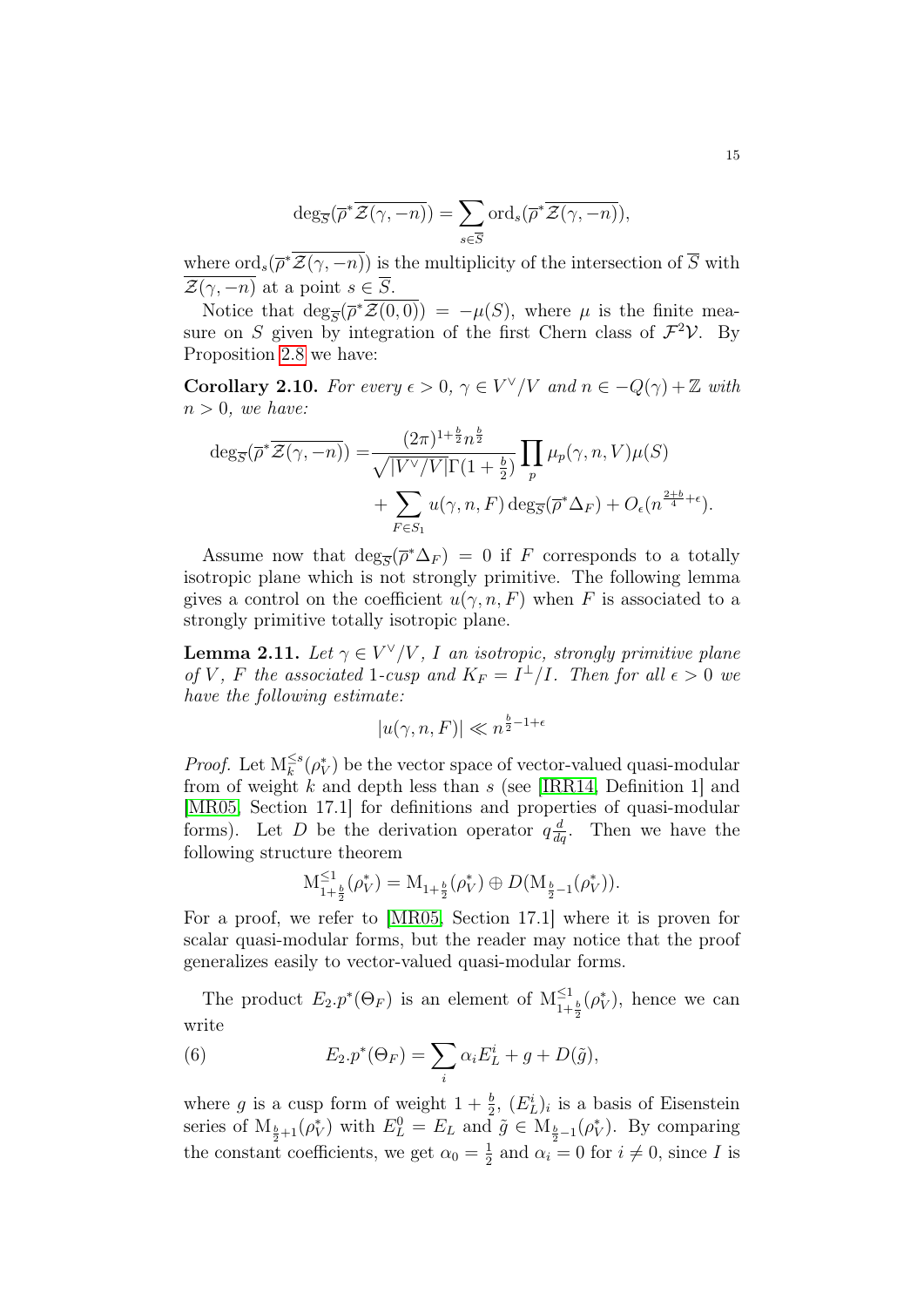$$\deg_{\overline{S}}(\overline{\rho}^*\overline{\mathcal{Z}(\gamma,-n)}) = \sum_{s\in\overline{S}} \mathrm{ord}_s(\overline{\rho}^*\overline{\mathcal{Z}(\gamma,-n)}),$$

where $\mathrm{ord}_s(\overline{\rho}^*\overline{\mathcal{Z}(\gamma,-n)})$ is the multiplicity of the intersection of $\overline{S}$ with $\overline{\mathcal{Z}(\gamma,-n)}$ at a point $s \in \overline{S}$.

Notice that $\deg_{\overline{S}}(\overline{\rho}^*\overline{\mathcal{Z}(0,0)}) = -\mu(S)$, where $\mu$ is the finite measure on $S$ given by integration of the first Chern class of $\mathcal{F}^2\mathcal{V}$. By Proposition 2.8 we have:

**Corollary 2.10.** *For every $\epsilon > 0$, $\gamma \in V^\vee/V$ and $n \in -Q(\gamma)+\mathbb{Z}$ with $n > 0$, we have:*

$$\begin{aligned}\deg_{\overline{S}}(\overline{\rho}^*\overline{\mathcal{Z}(\gamma,-n)}) =& \frac{(2\pi)^{1+\frac{b}{2}} n^{\frac{b}{2}}}{\sqrt{|V^\vee/V|}\Gamma(1+\frac{b}{2})} \prod_p \mu_p(\gamma,n,V)\mu(S) \\ &+ \sum_{F\in S_1} u(\gamma,n,F)\deg_{\overline{S}}(\overline{\rho}^*\Delta_F) + O_\epsilon(n^{\frac{2+b}{4}+\epsilon}).\end{aligned}$$

Assume now that $\deg_{\overline{S}}(\overline{\rho}^*\Delta_F) = 0$ if $F$ corresponds to a totally isotropic plane which is not strongly primitive. The following lemma gives a control on the coefficient $u(\gamma,n,F)$ when $F$ is associated to a strongly primitive totally isotropic plane.

**Lemma 2.11.** *Let $\gamma \in V^\vee/V$, $I$ an isotropic, strongly primitive plane of $V$, $F$ the associated 1-cusp and $K_F = I^\perp/I$. Then for all $\epsilon > 0$ we have the following estimate:*

$$|u(\gamma,n,F)| \ll n^{\frac{b}{2}-1+\epsilon}$$

*Proof.* Let $\mathrm{M}_k^{\leq s}(\rho_V^*)$ be the vector space of vector-valued quasi-modular from of weight $k$ and depth less than $s$ (see [IRR14, Definition 1] and [MR05, Section 17.1] for definitions and properties of quasi-modular forms). Let $D$ be the derivation operator $q\frac{d}{dq}$. Then we have the following structure theorem

$$\mathrm{M}^{\leq 1}_{1+\frac{b}{2}}(\rho_V^*) = \mathrm{M}_{1+\frac{b}{2}}(\rho_V^*) \oplus D(\mathrm{M}_{\frac{b}{2}-1}(\rho_V^*)).$$

For a proof, we refer to [MR05, Section 17.1] where it is proven for scalar quasi-modular forms, but the reader may notice that the proof generalizes easily to vector-valued quasi-modular forms.

The product $E_2.p^*(\Theta_F)$ is an element of $\mathrm{M}^{\leq 1}_{1+\frac{b}{2}}(\rho_V^*)$, hence we can write

$$E_2.p^*(\Theta_F) = \sum_i \alpha_i E_L^i + g + D(\tilde{g}), \tag{6}$$

where $g$ is a cusp form of weight $1+\frac{b}{2}$, $(E_L^i)_i$ is a basis of Eisenstein series of $\mathrm{M}_{\frac{b}{2}+1}(\rho_V^*)$ with $E_L^0 = E_L$ and $\tilde{g} \in \mathrm{M}_{\frac{b}{2}-1}(\rho_V^*)$. By comparing the constant coefficients, we get $\alpha_0 = \frac{1}{2}$ and $\alpha_i = 0$ for $i \neq 0$, since $I$ is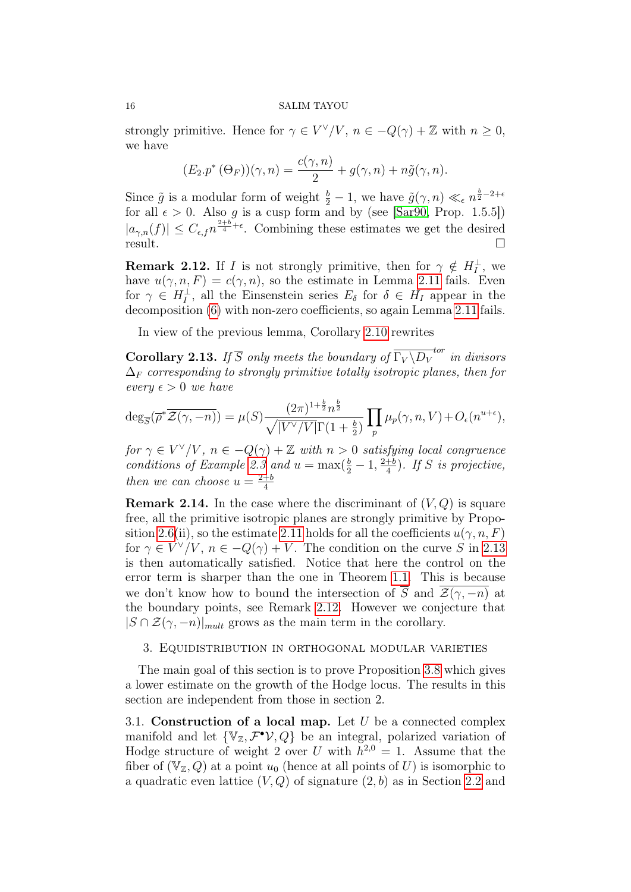strongly primitive. Hence for $\gamma \in V^\vee/V$, $n \in -Q(\gamma)+\mathbb{Z}$ with $n \geq 0$, we have

$$(E_2.p^*(\Theta_F))(\gamma, n) = \frac{c(\gamma,n)}{2} + g(\gamma,n) + n\tilde{g}(\gamma,n).$$

Since $\tilde{g}$ is a modular form of weight $\frac{b}{2}-1$, we have $\tilde{g}(\gamma,n) \ll_\epsilon n^{\frac{b}{2}-2+\epsilon}$ for all $\epsilon > 0$. Also $g$ is a cusp form and by (see [Sar90, Prop. 1.5.5]) $|a_{\gamma,n}(f)| \leq C_{\epsilon,f} n^{\frac{2+b}{4}+\epsilon}$. Combining these estimates we get the desired result. □

**Remark 2.12.** If $I$ is not strongly primitive, then for $\gamma \notin H_I^\perp$, we have $u(\gamma,n,F) = c(\gamma,n)$, so the estimate in Lemma 2.11 fails. Even for $\gamma \in H_I^\perp$, all the Einsenstein series $E_\delta$ for $\delta \in H_I$ appear in the decomposition (6) with non-zero coefficients, so again Lemma 2.11 fails.

In view of the previous lemma, Corollary 2.10 rewrites

**Corollary 2.13.** *If $\overline{S}$ only meets the boundary of $\overline{\Gamma_V\backslash D_V}^{tor}$ in divisors $\Delta_F$ corresponding to strongly primitive totally isotropic planes, then for every $\epsilon > 0$ we have*

$$\deg_{\overline{S}}(\overline{p}^*\overline{\mathcal{Z}(\gamma,-n)}) = \mu(S)\frac{(2\pi)^{1+\frac{b}{2}}n^{\frac{b}{2}}}{\sqrt{|V^\vee/V|}\Gamma(1+\frac{b}{2})}\prod_p \mu_p(\gamma,n,V) + O_\epsilon(n^{u+\epsilon}),$$

*for $\gamma \in V^\vee/V$, $n \in -Q(\gamma)+\mathbb{Z}$ with $n > 0$ satisfying local congruence conditions of Example 2.3 and $u = \max(\frac{b}{2}-1, \frac{2+b}{4})$. If $S$ is projective, then we can choose $u = \frac{2+b}{4}$.*

**Remark 2.14.** In the case where the discriminant of $(V,Q)$ is square free, all the primitive isotropic planes are strongly primitive by Proposition 2.6(ii), so the estimate 2.11 holds for all the coefficients $u(\gamma,n,F)$ for $\gamma \in V^\vee/V$, $n \in -Q(\gamma)+V$. The condition on the curve $S$ in 2.13 is then automatically satisfied. Notice that here the control on the error term is sharper than the one in Theorem 1.1. This is because we don't know how to bound the intersection of $\overline{S}$ and $\overline{\mathcal{Z}(\gamma,-n)}$ at the boundary points, see Remark 2.12. However we conjecture that $|S\cap\mathcal{Z}(\gamma,-n)|_{mult}$ grows as the main term in the corollary.

## 3. Equidistribution in orthogonal modular varieties

The main goal of this section is to prove Proposition 3.8 which gives a lower estimate on the growth of the Hodge locus. The results in this section are independent from those in section 2.

3.1. **Construction of a local map.** Let $U$ be a connected complex manifold and let $\{\mathbb{V}_\mathbb{Z}, \mathcal{F}^\bullet\mathcal{V}, Q\}$ be an integral, polarized variation of Hodge structure of weight 2 over $U$ with $h^{2,0}=1$. Assume that the fiber of $(\mathbb{V}_\mathbb{Z}, Q)$ at a point $u_0$ (hence at all points of $U$) is isomorphic to a quadratic even lattice $(V,Q)$ of signature $(2,b)$ as in Section 2.2 and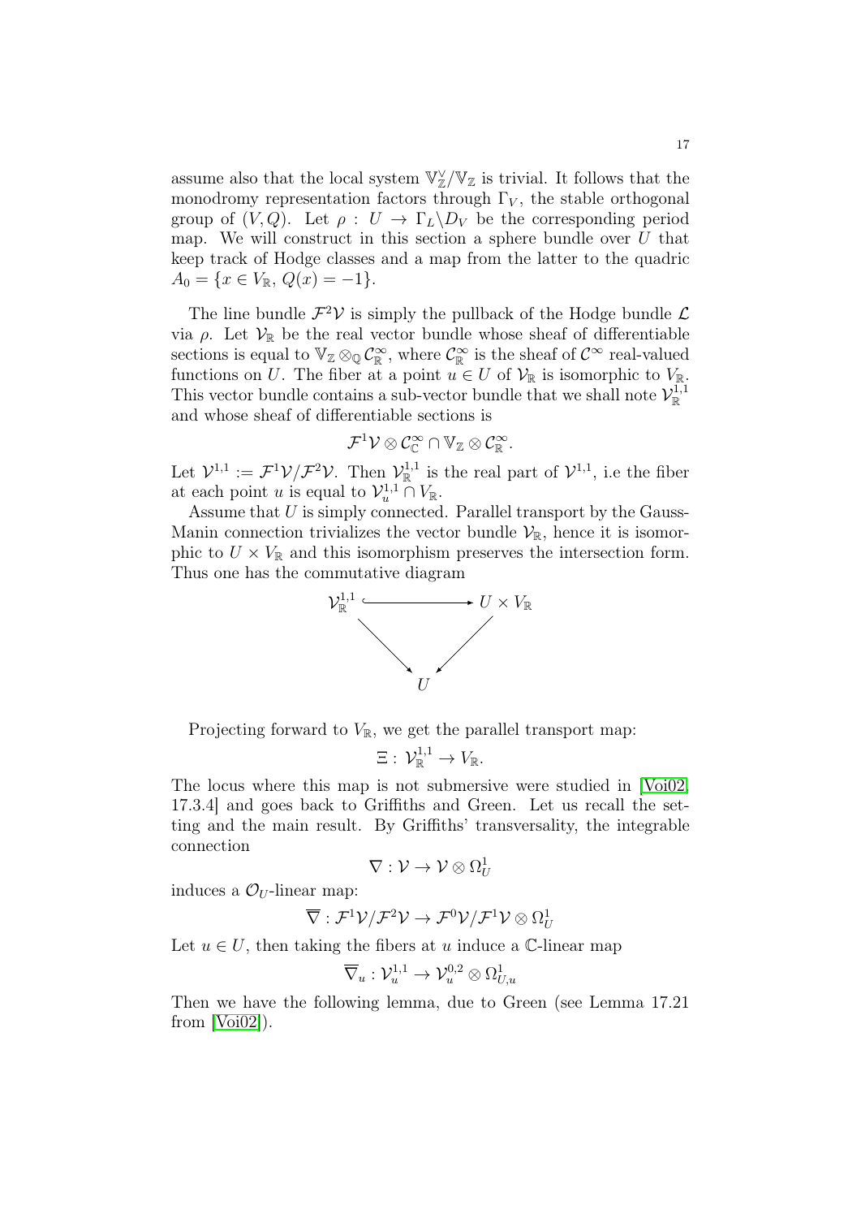assume also that the local system $\mathbb{V}_{\mathbb{Z}}^{\vee}/\mathbb{V}_{\mathbb{Z}}$ is trivial. It follows that the monodromy representation factors through $\Gamma_V$, the stable orthogonal group of $(V, Q)$. Let $\rho : U \to \Gamma_L \backslash D_V$ be the corresponding period map. We will construct in this section a sphere bundle over $U$ that keep track of Hodge classes and a map from the latter to the quadric $A_0 = \{x \in V_{\mathbb{R}},\, Q(x) = -1\}$.

The line bundle $\mathcal{F}^2\mathcal{V}$ is simply the pullback of the Hodge bundle $\mathcal{L}$ via $\rho$. Let $\mathcal{V}_{\mathbb{R}}$ be the real vector bundle whose sheaf of differentiable sections is equal to $\mathbb{V}_{\mathbb{Z}} \otimes_{\mathbb{Q}} \mathcal{C}^{\infty}_{\mathbb{R}}$, where $\mathcal{C}^{\infty}_{\mathbb{R}}$ is the sheaf of $\mathcal{C}^{\infty}$ real-valued functions on $U$. The fiber at a point $u \in U$ of $\mathcal{V}_{\mathbb{R}}$ is isomorphic to $V_{\mathbb{R}}$. This vector bundle contains a sub-vector bundle that we shall note $\mathcal{V}_{\mathbb{R}}^{1,1}$ and whose sheaf of differentiable sections is

$$\mathcal{F}^1\mathcal{V} \otimes \mathcal{C}^{\infty}_{\mathbb{C}} \cap \mathbb{V}_{\mathbb{Z}} \otimes \mathcal{C}^{\infty}_{\mathbb{R}}.$$

Let $\mathcal{V}^{1,1} := \mathcal{F}^1\mathcal{V}/\mathcal{F}^2\mathcal{V}$. Then $\mathcal{V}_{\mathbb{R}}^{1,1}$ is the real part of $\mathcal{V}^{1,1}$, i.e the fiber at each point $u$ is equal to $\mathcal{V}_u^{1,1} \cap V_{\mathbb{R}}$.

Assume that $U$ is simply connected. Parallel transport by the Gauss-Manin connection trivializes the vector bundle $\mathcal{V}_{\mathbb{R}}$, hence it is isomorphic to $U \times V_{\mathbb{R}}$ and this isomorphism preserves the intersection form. Thus one has the commutative diagram

$$\begin{array}{ccc} \mathcal{V}_{\mathbb{R}}^{1,1} & \hookrightarrow & U \times V_{\mathbb{R}} \\ & \searrow \quad \swarrow & \\ & U & \end{array}$$

Projecting forward to $V_{\mathbb{R}}$, we get the parallel transport map:

$$\Xi : \mathcal{V}_{\mathbb{R}}^{1,1} \to V_{\mathbb{R}}.$$

The locus where this map is not submersive were studied in [Voi02, 17.3.4] and goes back to Griffiths and Green. Let us recall the setting and the main result. By Griffiths' transversality, the integrable connection

$$\nabla : \mathcal{V} \to \mathcal{V} \otimes \Omega^1_U$$

induces a $\mathcal{O}_U$-linear map:

$$\overline{\nabla} : \mathcal{F}^1\mathcal{V}/\mathcal{F}^2\mathcal{V} \to \mathcal{F}^0\mathcal{V}/\mathcal{F}^1\mathcal{V} \otimes \Omega^1_U$$

Let $u \in U$, then taking the fibers at $u$ induce a $\mathbb{C}$-linear map

$$\overline{\nabla}_u : \mathcal{V}_u^{1,1} \to \mathcal{V}_u^{0,2} \otimes \Omega^1_{U,u}$$

Then we have the following lemma, due to Green (see Lemma 17.21 from [Voi02]).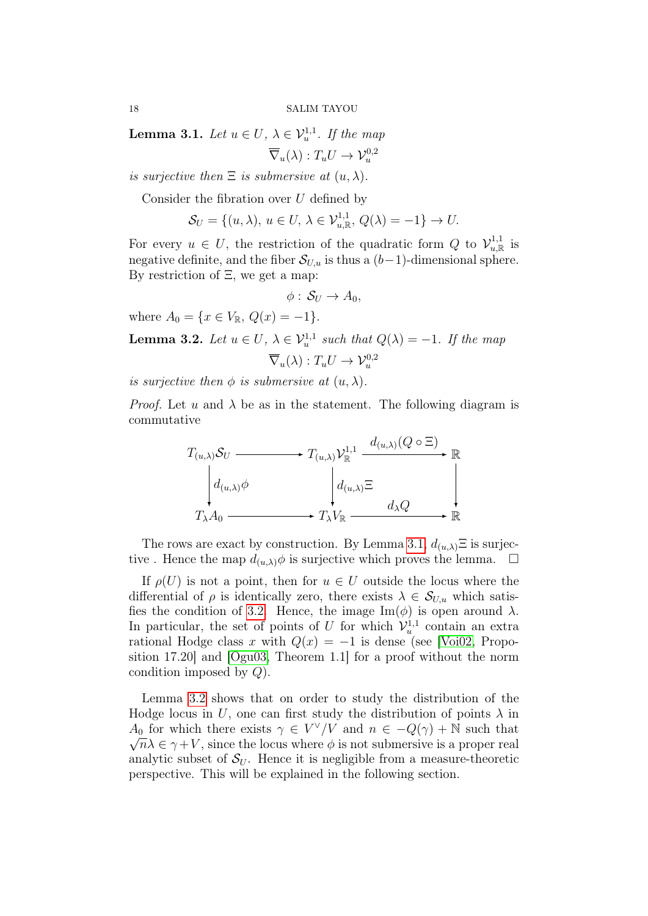**Lemma 3.1.** *Let $u \in U$, $\lambda \in \mathcal{V}_u^{1,1}$. If the map*

$$\overline{\nabla}_u(\lambda) : T_u U \to \mathcal{V}_u^{0,2}$$

*is surjective then $\Xi$ is submersive at $(u, \lambda)$.*

Consider the fibration over $U$ defined by

$$\mathcal{S}_U = \{(u, \lambda),\ u \in U,\ \lambda \in \mathcal{V}_{u,\mathbb{R}}^{1,1},\ Q(\lambda) = -1\} \to U.$$

For every $u \in U$, the restriction of the quadratic form $Q$ to $\mathcal{V}_{u,\mathbb{R}}^{1,1}$ is negative definite, and the fiber $\mathcal{S}_{U,u}$ is thus a $(b-1)$-dimensional sphere. By restriction of $\Xi$, we get a map:

$$\phi :\ \mathcal{S}_U \to A_0,$$

where $A_0 = \{x \in V_\mathbb{R},\ Q(x) = -1\}$.

**Lemma 3.2.** *Let $u \in U$, $\lambda \in \mathcal{V}_u^{1,1}$ such that $Q(\lambda) = -1$. If the map*

$$\overline{\nabla}_u(\lambda) : T_u U \to \mathcal{V}_u^{0,2}$$

*is surjective then $\phi$ is submersive at $(u, \lambda)$.*

*Proof.* Let $u$ and $\lambda$ be as in the statement. The following diagram is commutative

$$\begin{array}{ccccc}
T_{(u,\lambda)}\mathcal{S}_U & \longrightarrow & T_{(u,\lambda)}\mathcal{V}_\mathbb{R}^{1,1} & \xrightarrow{d_{(u,\lambda)}(Q \circ \Xi)} & \mathbb{R} \\
\downarrow{\scriptstyle d_{(u,\lambda)}\phi} & & \downarrow{\scriptstyle d_{(u,\lambda)}\Xi} & & \downarrow \\
T_\lambda A_0 & \longrightarrow & T_\lambda V_\mathbb{R} & \xrightarrow{d_\lambda Q} & \mathbb{R}
\end{array}$$

The rows are exact by construction. By Lemma 3.1, $d_{(u,\lambda)}\Xi$ is surjective . Hence the map $d_{(u,\lambda)}\phi$ is surjective which proves the lemma. $\square$

If $\rho(U)$ is not a point, then for $u \in U$ outside the locus where the differential of $\rho$ is identically zero, there exists $\lambda \in \mathcal{S}_{U,u}$ which satisfies the condition of 3.2. Hence, the image $\mathrm{Im}(\phi)$ is open around $\lambda$. In particular, the set of points of $U$ for which $\mathcal{V}_u^{1,1}$ contain an extra rational Hodge class $x$ with $Q(x) = -1$ is dense (see [Voi02, Proposition 17.20] and [Ogu03, Theorem 1.1] for a proof without the norm condition imposed by $Q$).

Lemma 3.2 shows that on order to study the distribution of the Hodge locus in $U$, one can first study the distribution of points $\lambda$ in $A_0$ for which there exists $\gamma \in V^\vee/V$ and $n \in -Q(\gamma) + \mathbb{N}$ such that $\sqrt{n}\lambda \in \gamma + V$, since the locus where $\phi$ is not submersive is a proper real analytic subset of $\mathcal{S}_U$. Hence it is negligible from a measure-theoretic perspective. This will be explained in the following section.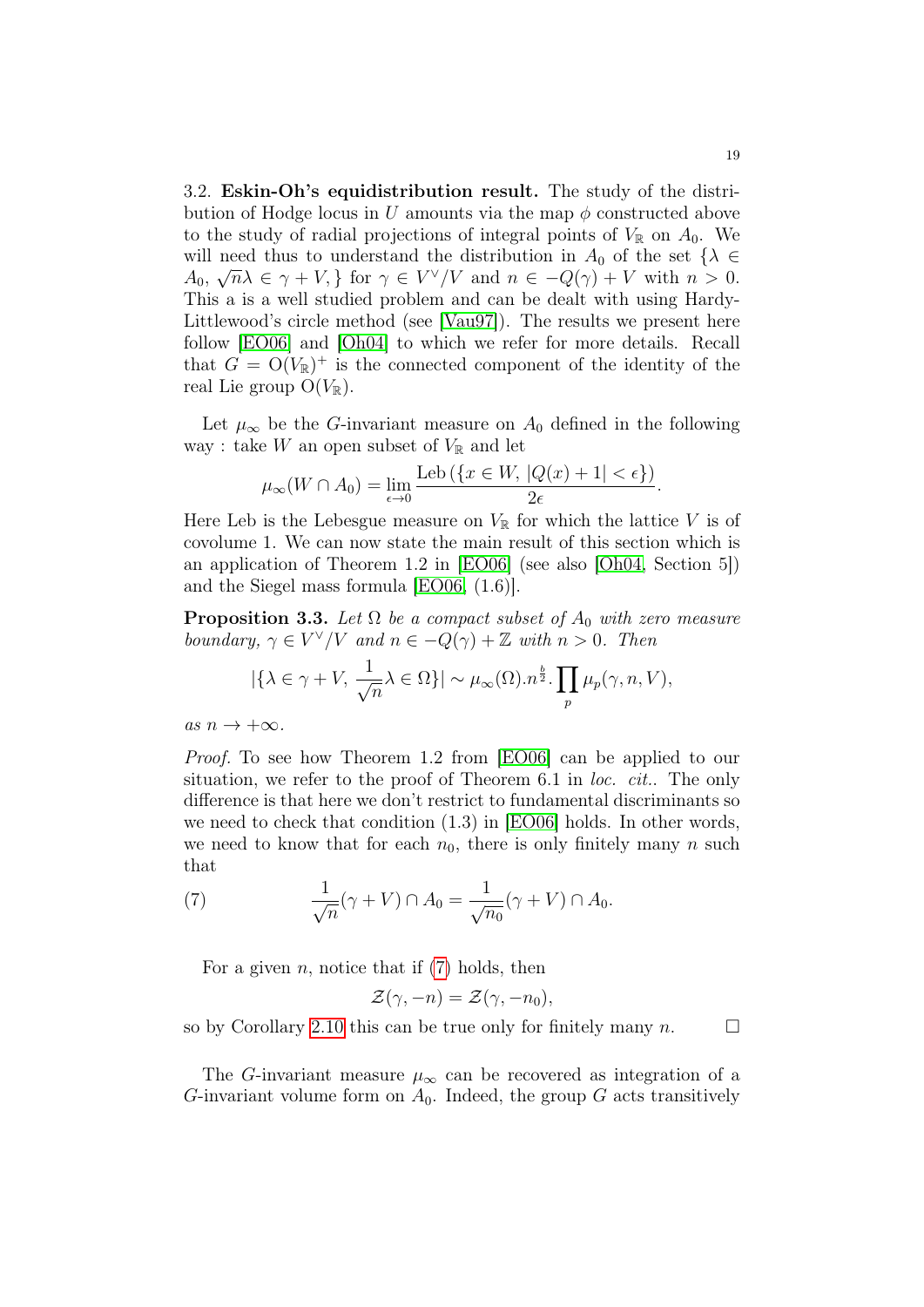3.2. **Eskin-Oh's equidistribution result.** The study of the distribution of Hodge locus in $U$ amounts via the map $\phi$ constructed above to the study of radial projections of integral points of $V_{\mathbb{R}}$ on $A_0$. We will need thus to understand the distribution in $A_0$ of the set $\{\lambda \in A_0,\ \sqrt{n}\lambda \in \gamma + V,\}$ for $\gamma \in V^\vee/V$ and $n \in -Q(\gamma) + V$ with $n > 0$. This a is a well studied problem and can be dealt with using Hardy-Littlewood's circle method (see [Vau97]). The results we present here follow [EO06] and [Oh04] to which we refer for more details. Recall that $G = \mathrm{O}(V_{\mathbb{R}})^+$ is the connected component of the identity of the real Lie group $\mathrm{O}(V_{\mathbb{R}})$.

Let $\mu_\infty$ be the $G$-invariant measure on $A_0$ defined in the following way : take $W$ an open subset of $V_{\mathbb{R}}$ and let

$$\mu_\infty(W \cap A_0) = \lim_{\epsilon \to 0} \frac{\mathrm{Leb}\left(\{x \in W,\ |Q(x) + 1| < \epsilon\}\right)}{2\epsilon}.$$

Here Leb is the Lebesgue measure on $V_{\mathbb{R}}$ for which the lattice $V$ is of covolume 1. We can now state the main result of this section which is an application of Theorem 1.2 in [EO06] (see also [Oh04, Section 5]) and the Siegel mass formula [EO06, (1.6)].

**Proposition 3.3.** *Let $\Omega$ be a compact subset of $A_0$ with zero measure boundary, $\gamma \in V^\vee/V$ and $n \in -Q(\gamma) + \mathbb{Z}$ with $n > 0$. Then*

$$|\{\lambda \in \gamma + V,\ \frac{1}{\sqrt{n}}\lambda \in \Omega\}| \sim \mu_\infty(\Omega).n^{\frac{b}{2}}.\prod_p \mu_p(\gamma, n, V),$$

*as $n \to +\infty$.*

*Proof.* To see how Theorem 1.2 from [EO06] can be applied to our situation, we refer to the proof of Theorem 6.1 in *loc. cit.*. The only difference is that here we don't restrict to fundamental discriminants so we need to check that condition (1.3) in [EO06] holds. In other words, we need to know that for each $n_0$, there is only finitely many $n$ such that

$$\frac{1}{\sqrt{n}}(\gamma + V) \cap A_0 = \frac{1}{\sqrt{n_0}}(\gamma + V) \cap A_0. \tag{7}$$

For a given $n$, notice that if (7) holds, then

$$\mathcal{Z}(\gamma, -n) = \mathcal{Z}(\gamma, -n_0),$$

so by Corollary 2.10 this can be true only for finitely many $n$. $\square$

The $G$-invariant measure $\mu_\infty$ can be recovered as integration of a $G$-invariant volume form on $A_0$. Indeed, the group $G$ acts transitively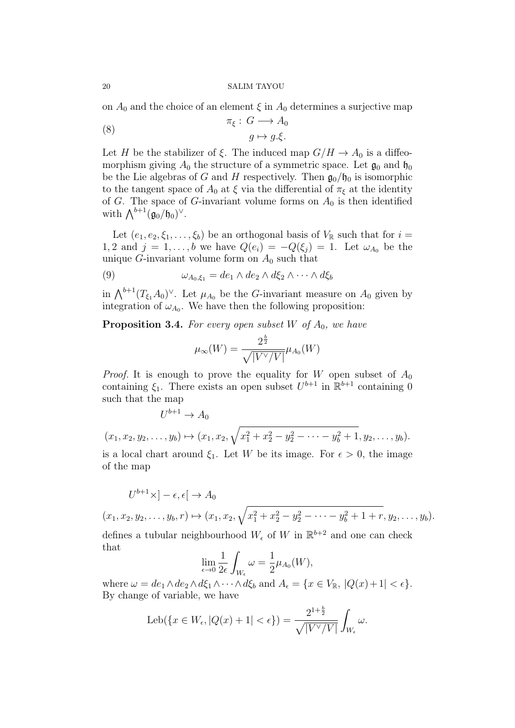on $A_0$ and the choice of an element $\xi$ in $A_0$ determines a surjective map

$$\begin{aligned} \pi_\xi : G &\longrightarrow A_0 \\ g &\mapsto g.\xi. \end{aligned} \tag{8}$$

Let $H$ be the stabilizer of $\xi$. The induced map $G/H \to A_0$ is a diffeomorphism giving $A_0$ the structure of a symmetric space. Let $\mathfrak{g}_0$ and $\mathfrak{h}_0$ be the Lie algebras of $G$ and $H$ respectively. Then $\mathfrak{g}_0/\mathfrak{h}_0$ is isomorphic to the tangent space of $A_0$ at $\xi$ via the differential of $\pi_\xi$ at the identity of $G$. The space of $G$-invariant volume forms on $A_0$ is then identified with $\bigwedge^{b+1}(\mathfrak{g}_0/\mathfrak{h}_0)^\vee$.

Let $(e_1, e_2, \xi_1, \ldots, \xi_b)$ be an orthogonal basis of $V_\mathbb{R}$ such that for $i = 1, 2$ and $j = 1, \ldots, b$ we have $Q(e_i) = -Q(\xi_j) = 1$. Let $\omega_{A_0}$ be the unique $G$-invariant volume form on $A_0$ such that

$$\omega_{A_0,\xi_1} = de_1 \wedge de_2 \wedge d\xi_2 \wedge \cdots \wedge d\xi_b \tag{9}$$

in $\bigwedge^{b+1}(T_{\xi_1}A_0)^\vee$. Let $\mu_{A_0}$ be the $G$-invariant measure on $A_0$ given by integration of $\omega_{A_0}$. We have then the following proposition:

**Proposition 3.4.** *For every open subset $W$ of $A_0$, we have*

$$\mu_\infty(W) = \frac{2^{\frac{b}{2}}}{\sqrt{|V^\vee/V|}}\mu_{A_0}(W)$$

*Proof.* It is enough to prove the equality for $W$ open subset of $A_0$ containing $\xi_1$. There exists an open subset $U^{b+1}$ in $\mathbb{R}^{b+1}$ containing 0 such that the map

$$U^{b+1} \to A_0$$

$$(x_1, x_2, y_2, \ldots, y_b) \mapsto (x_1, x_2, \sqrt{x_1^2 + x_2^2 - y_2^2 - \cdots - y_b^2 + 1}, y_2, \ldots, y_b).$$

is a local chart around $\xi_1$. Let $W$ be its image. For $\epsilon > 0$, the image of the map

$$U^{b+1} \times ]-\epsilon, \epsilon[ \to A_0$$

$$(x_1, x_2, y_2, \ldots, y_b, r) \mapsto (x_1, x_2, \sqrt{x_1^2 + x_2^2 - y_2^2 - \cdots - y_b^2 + 1 + r}, y_2, \ldots, y_b).$$

defines a tubular neighbourhood $W_\epsilon$ of $W$ in $\mathbb{R}^{b+2}$ and one can check that

$$\lim_{\epsilon \to 0} \frac{1}{2\epsilon} \int_{W_\epsilon} \omega = \frac{1}{2}\mu_{A_0}(W),$$

where $\omega = de_1 \wedge de_2 \wedge d\xi_1 \wedge \cdots \wedge d\xi_b$ and $A_\epsilon = \{x \in V_\mathbb{R},\ |Q(x) + 1| < \epsilon\}$. By change of variable, we have

$$\operatorname{Leb}(\{x \in W_\epsilon, |Q(x) + 1| < \epsilon\}) = \frac{2^{1+\frac{b}{2}}}{\sqrt{|V^\vee/V|}} \int_{W_\epsilon} \omega.$$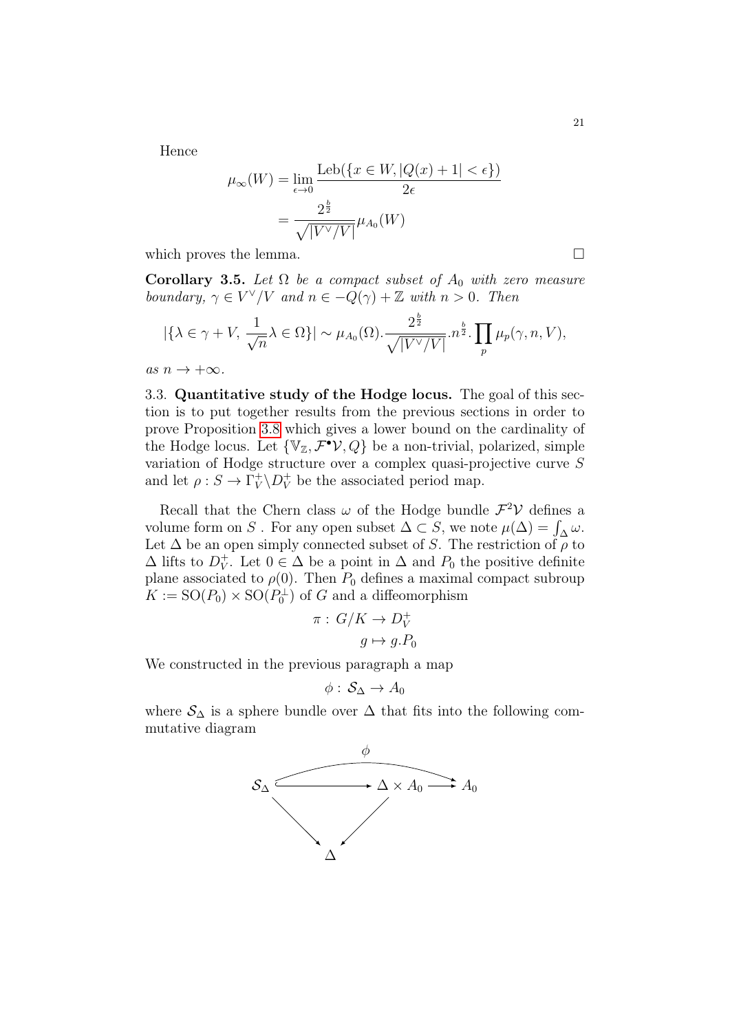Hence

$$\mu_\infty(W) = \lim_{\epsilon\to 0} \frac{\mathrm{Leb}(\{x \in W, |Q(x)+1| < \epsilon\})}{2\epsilon}$$
$$= \frac{2^{\frac{b}{2}}}{\sqrt{|V^\vee/V|}} \mu_{A_0}(W)$$

which proves the lemma. □

**Corollary 3.5.** *Let $\Omega$ be a compact subset of $A_0$ with zero measure boundary, $\gamma \in V^\vee/V$ and $n \in -Q(\gamma) + \mathbb{Z}$ with $n > 0$. Then*

$$|\{\lambda \in \gamma + V, \frac{1}{\sqrt{n}}\lambda \in \Omega\}| \sim \mu_{A_0}(\Omega).\frac{2^{\frac{b}{2}}}{\sqrt{|V^\vee/V|}}.n^{\frac{b}{2}}.\prod_p \mu_p(\gamma, n, V),$$

*as $n \to +\infty$.*

3.3. **Quantitative study of the Hodge locus.** The goal of this section is to put together results from the previous sections in order to prove Proposition 3.8 which gives a lower bound on the cardinality of the Hodge locus. Let $\{\mathbb{V}_\mathbb{Z}, \mathcal{F}^\bullet\mathcal{V}, Q\}$ be a non-trivial, polarized, simple variation of Hodge structure over a complex quasi-projective curve $S$ and let $\rho : S \to \Gamma_V^+ \backslash D_V^+$ be the associated period map.

Recall that the Chern class $\omega$ of the Hodge bundle $\mathcal{F}^2\mathcal{V}$ defines a volume form on $S$ . For any open subset $\Delta \subset S$, we note $\mu(\Delta) = \int_\Delta \omega$. Let $\Delta$ be an open simply connected subset of $S$. The restriction of $\rho$ to $\Delta$ lifts to $D_V^+$. Let $0 \in \Delta$ be a point in $\Delta$ and $P_0$ the positive definite plane associated to $\rho(0)$. Then $P_0$ defines a maximal compact subroup $K := \mathrm{SO}(P_0) \times \mathrm{SO}(P_0^\perp)$ of $G$ and a diffeomorphism

$$\pi : G/K \to D_V^+$$
$$g \mapsto g.P_0$$

We constructed in the previous paragraph a map

$$\phi : \mathcal{S}_\Delta \to A_0$$

where $\mathcal{S}_\Delta$ is a sphere bundle over $\Delta$ that fits into the following commutative diagram

$$\begin{array}{ccccc} \mathcal{S}_\Delta & \hookrightarrow & \Delta \times A_0 & \longrightarrow & A_0 \\ & \searrow & \swarrow & & \\ & & \Delta & & \end{array}$$

(where $\phi : \mathcal{S}_\Delta \to A_0$ is the composite of the top row)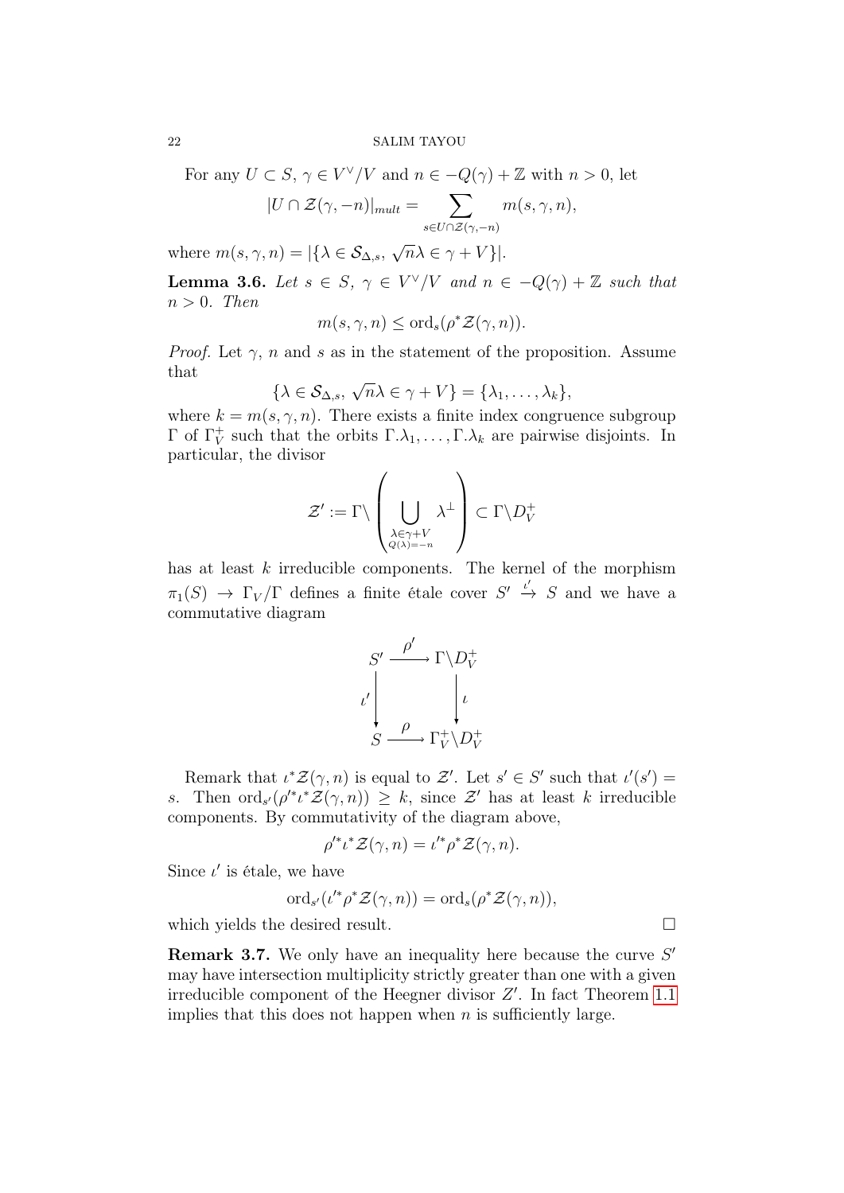For any $U \subset S$, $\gamma \in V^\vee/V$ and $n \in -Q(\gamma) + \mathbb{Z}$ with $n > 0$, let

$$|U \cap \mathcal{Z}(\gamma, -n)|_{mult} = \sum_{s \in U \cap \mathcal{Z}(\gamma,-n)} m(s, \gamma, n),$$

where $m(s, \gamma, n) = |\{\lambda \in \mathcal{S}_{\Delta,s},\ \sqrt{n}\lambda \in \gamma + V\}|$.

**Lemma 3.6.** *Let $s \in S$, $\gamma \in V^\vee/V$ and $n \in -Q(\gamma) + \mathbb{Z}$ such that $n > 0$. Then*

$$m(s, \gamma, n) \leq \mathrm{ord}_s(\rho^* \mathcal{Z}(\gamma, n)).$$

*Proof.* Let $\gamma$, $n$ and $s$ as in the statement of the proposition. Assume that

$$\{\lambda \in \mathcal{S}_{\Delta,s},\ \sqrt{n}\lambda \in \gamma + V\} = \{\lambda_1, \ldots, \lambda_k\},$$

where $k = m(s, \gamma, n)$. There exists a finite index congruence subgroup $\Gamma$ of $\Gamma_V^+$ such that the orbits $\Gamma.\lambda_1, \ldots, \Gamma.\lambda_k$ are pairwise disjoints. In particular, the divisor

$$\mathcal{Z}' := \Gamma \backslash \left( \bigcup_{\substack{\lambda \in \gamma + V \\ Q(\lambda) = -n}} \lambda^\perp \right) \subset \Gamma \backslash D_V^+$$

has at least $k$ irreducible components. The kernel of the morphism $\pi_1(S) \to \Gamma_V/\Gamma$ defines a finite étale cover $S' \xrightarrow{\iota'} S$ and we have a commutative diagram

$$\begin{array}{ccc} S' & \xrightarrow{\rho'} & \Gamma \backslash D_V^+ \\ \big\downarrow{\scriptstyle \iota'} & & \big\downarrow{\scriptstyle \iota} \\ S & \xrightarrow{\rho} & \Gamma_V^+ \backslash D_V^+ \end{array}$$

Remark that $\iota^* \mathcal{Z}(\gamma, n)$ is equal to $\mathcal{Z}'$. Let $s' \in S'$ such that $\iota'(s') = s$. Then $\mathrm{ord}_{s'}(\rho'^* \iota^* \mathcal{Z}(\gamma, n)) \geq k$, since $\mathcal{Z}'$ has at least $k$ irreducible components. By commutativity of the diagram above,

$$\rho'^* \iota^* \mathcal{Z}(\gamma, n) = \iota'^* \rho^* \mathcal{Z}(\gamma, n).$$

Since $\iota'$ is étale, we have

$$\mathrm{ord}_{s'}(\iota'^* \rho^* \mathcal{Z}(\gamma, n)) = \mathrm{ord}_s(\rho^* \mathcal{Z}(\gamma, n)),$$

which yields the desired result. $\square$

**Remark 3.7.** We only have an inequality here because the curve $S'$ may have intersection multiplicity strictly greater than one with a given irreducible component of the Heegner divisor $Z'$. In fact Theorem 1.1 implies that this does not happen when $n$ is sufficiently large.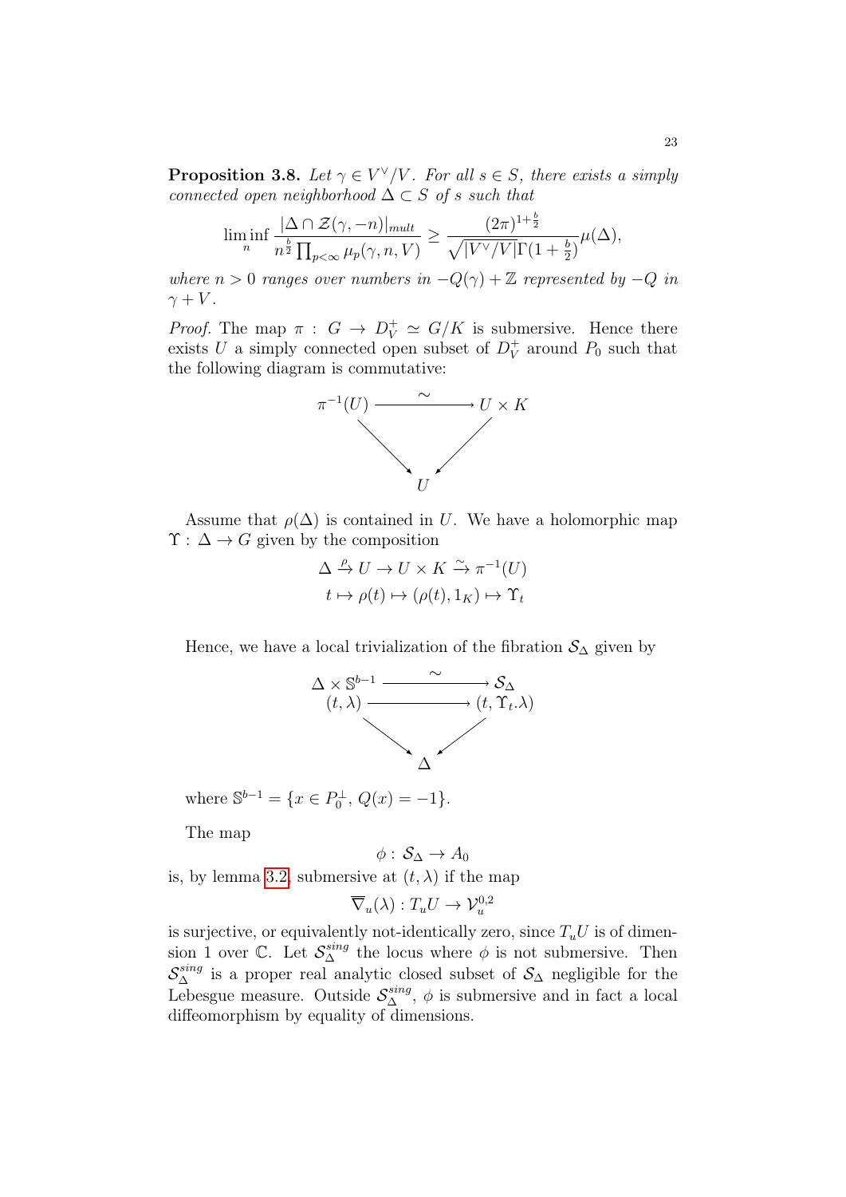**Proposition 3.8.** *Let $\gamma \in V^\vee/V$. For all $s \in S$, there exists a simply connected open neighborhood $\Delta \subset S$ of $s$ such that*

$$\liminf_n \frac{|\Delta \cap \mathcal{Z}(\gamma, -n)|_{mult}}{n^{\frac{b}{2}} \prod_{p<\infty} \mu_p(\gamma, n, V)} \geq \frac{(2\pi)^{1+\frac{b}{2}}}{\sqrt{|V^\vee/V|}\Gamma(1+\frac{b}{2})} \mu(\Delta),$$

*where $n > 0$ ranges over numbers in $-Q(\gamma) + \mathbb{Z}$ represented by $-Q$ in $\gamma + V$.*

*Proof.* The map $\pi : G \to D_V^+ \simeq G/K$ is submersive. Hence there exists $U$ a simply connected open subset of $D_V^+$ around $P_0$ such that the following diagram is commutative:

$$\begin{array}{ccc} \pi^{-1}(U) & \xrightarrow{\sim} & U \times K \\ & \searrow \quad \swarrow & \\ & U & \end{array}$$

Assume that $\rho(\Delta)$ is contained in $U$. We have a holomorphic map $\Upsilon : \Delta \to G$ given by the composition

$$\Delta \xrightarrow{\rho} U \to U \times K \xrightarrow{\sim} \pi^{-1}(U)$$
$$t \mapsto \rho(t) \mapsto (\rho(t), 1_K) \mapsto \Upsilon_t$$

Hence, we have a local trivialization of the fibration $\mathcal{S}_\Delta$ given by

$$\begin{array}{ccc} \Delta \times \mathbb{S}^{b-1} & \xrightarrow{\sim} & \mathcal{S}_\Delta \\ (t, \lambda) & \longrightarrow & (t, \Upsilon_t.\lambda) \\ & \searrow \quad \swarrow & \\ & \Delta & \end{array}$$

where $\mathbb{S}^{b-1} = \{x \in P_0^\perp,\ Q(x) = -1\}$.

The map

$$\phi : \mathcal{S}_\Delta \to A_0$$

is, by lemma 3.2, submersive at $(t, \lambda)$ if the map

$$\overline{\nabla}_u(\lambda) : T_u U \to \mathcal{V}_u^{0,2}$$

is surjective, or equivalently not-identically zero, since $T_u U$ is of dimension 1 over $\mathbb{C}$. Let $\mathcal{S}_\Delta^{sing}$ the locus where $\phi$ is not submersive. Then $\mathcal{S}_\Delta^{sing}$ is a proper real analytic closed subset of $\mathcal{S}_\Delta$ negligible for the Lebesgue measure. Outside $\mathcal{S}_\Delta^{sing}$, $\phi$ is submersive and in fact a local diffeomorphism by equality of dimensions.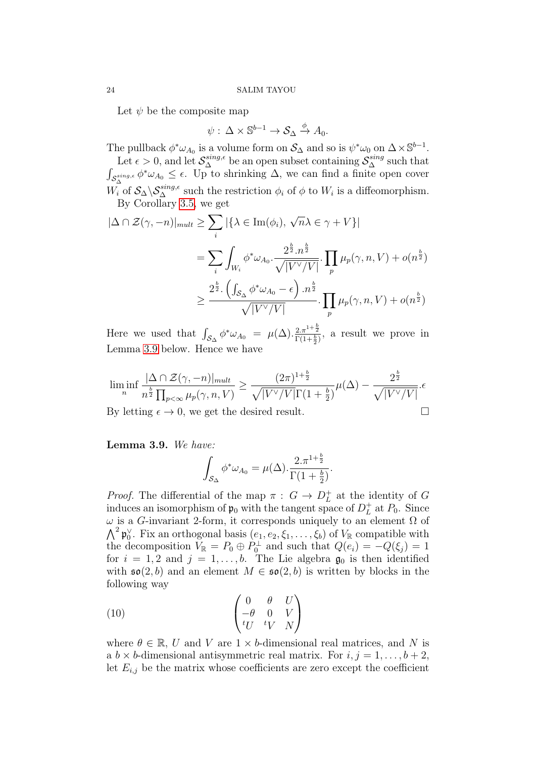Let $\psi$ be the composite map

$$\psi:\,\Delta\times\mathbb{S}^{b-1}\to\mathcal{S}_\Delta\xrightarrow{\phi}A_0.$$

The pullback $\phi^*\omega_{A_0}$ is a volume form on $\mathcal{S}_\Delta$ and so is $\psi^*\omega_0$ on $\Delta\times\mathbb{S}^{b-1}$.

Let $\epsilon>0$, and let $\mathcal{S}_\Delta^{sing,\epsilon}$ be an open subset containing $\mathcal{S}_\Delta^{sing}$ such that $\int_{\mathcal{S}_\Delta^{sing,\epsilon}}\phi^*\omega_{A_0}\leq\epsilon$. Up to shrinking $\Delta$, we can find a finite open cover $W_i$ of $\mathcal{S}_\Delta\backslash\mathcal{S}_\Delta^{sing,\epsilon}$ such the restriction $\phi_i$ of $\phi$ to $W_i$ is a diffeomorphism.

By Corollary 3.5, we get

$$\begin{aligned}
|\Delta\cap\mathcal{Z}(\gamma,-n)|_{mult}&\geq\sum_i|\{\lambda\in\mathrm{Im}(\phi_i),\,\sqrt{n}\lambda\in\gamma+V\}|\\
&=\sum_i\int_{W_i}\phi^*\omega_{A_0}.\frac{2^{\frac{b}{2}}.n^{\frac{b}{2}}}{\sqrt{|V^\vee/V|}}.\prod_p\mu_p(\gamma,n,V)+o(n^{\frac{b}{2}})\\
&\geq\frac{2^{\frac{b}{2}}.\left(\int_{\mathcal{S}_\Delta}\phi^*\omega_{A_0}-\epsilon\right).n^{\frac{b}{2}}}{\sqrt{|V^\vee/V|}}.\prod_p\mu_p(\gamma,n,V)+o(n^{\frac{b}{2}})
\end{aligned}$$

Here we used that $\int_{\mathcal{S}_\Delta}\phi^*\omega_{A_0}=\mu(\Delta).\frac{2.\pi^{1+\frac{b}{2}}}{\Gamma(1+\frac{b}{2})}$, a result we prove in Lemma 3.9 below. Hence we have

$$\liminf_n\frac{|\Delta\cap\mathcal{Z}(\gamma,-n)|_{mult}}{n^{\frac{b}{2}}\prod_{p<\infty}\mu_p(\gamma,n,V)}\geq\frac{(2\pi)^{1+\frac{b}{2}}}{\sqrt{|V^\vee/V|}\Gamma(1+\frac{b}{2})}\mu(\Delta)-\frac{2^{\frac{b}{2}}}{\sqrt{|V^\vee/V|}}.\epsilon$$

By letting $\epsilon\to0$, we get the desired result. □

**Lemma 3.9.** *We have:*

$$\int_{\mathcal{S}_\Delta}\phi^*\omega_{A_0}=\mu(\Delta).\frac{2.\pi^{1+\frac{b}{2}}}{\Gamma(1+\frac{b}{2})}.$$

*Proof.* The differential of the map $\pi:\,G\to D_L^+$ at the identity of $G$ induces an isomorphism of $\mathfrak{p}_0$ with the tangent space of $D_L^+$ at $P_0$. Since $\omega$ is a $G$-invariant 2-form, it corresponds uniquely to an element $\Omega$ of $\bigwedge^2\mathfrak{p}_0^\vee$. Fix an orthogonal basis $(e_1,e_2,\xi_1,\ldots,\xi_b)$ of $V_\mathbb{R}$ compatible with the decomposition $V_\mathbb{R}=P_0\oplus P_0^\perp$ and such that $Q(e_i)=-Q(\xi_j)=1$ for $i=1,2$ and $j=1,\ldots,b$. The Lie algebra $\mathfrak{g}_0$ is then identified with $\mathfrak{so}(2,b)$ and an element $M\in\mathfrak{so}(2,b)$ is written by blocks in the following way

$$\begin{pmatrix}0&\theta&U\\-\theta&0&V\\{}^tU&{}^tV&N\end{pmatrix}\tag{10}$$

where $\theta\in\mathbb{R}$, $U$ and $V$ are $1\times b$-dimensional real matrices, and $N$ is a $b\times b$-dimensional antisymmetric real matrix. For $i,j=1,\ldots,b+2$, let $E_{i,j}$ be the matrix whose coefficients are zero except the coefficient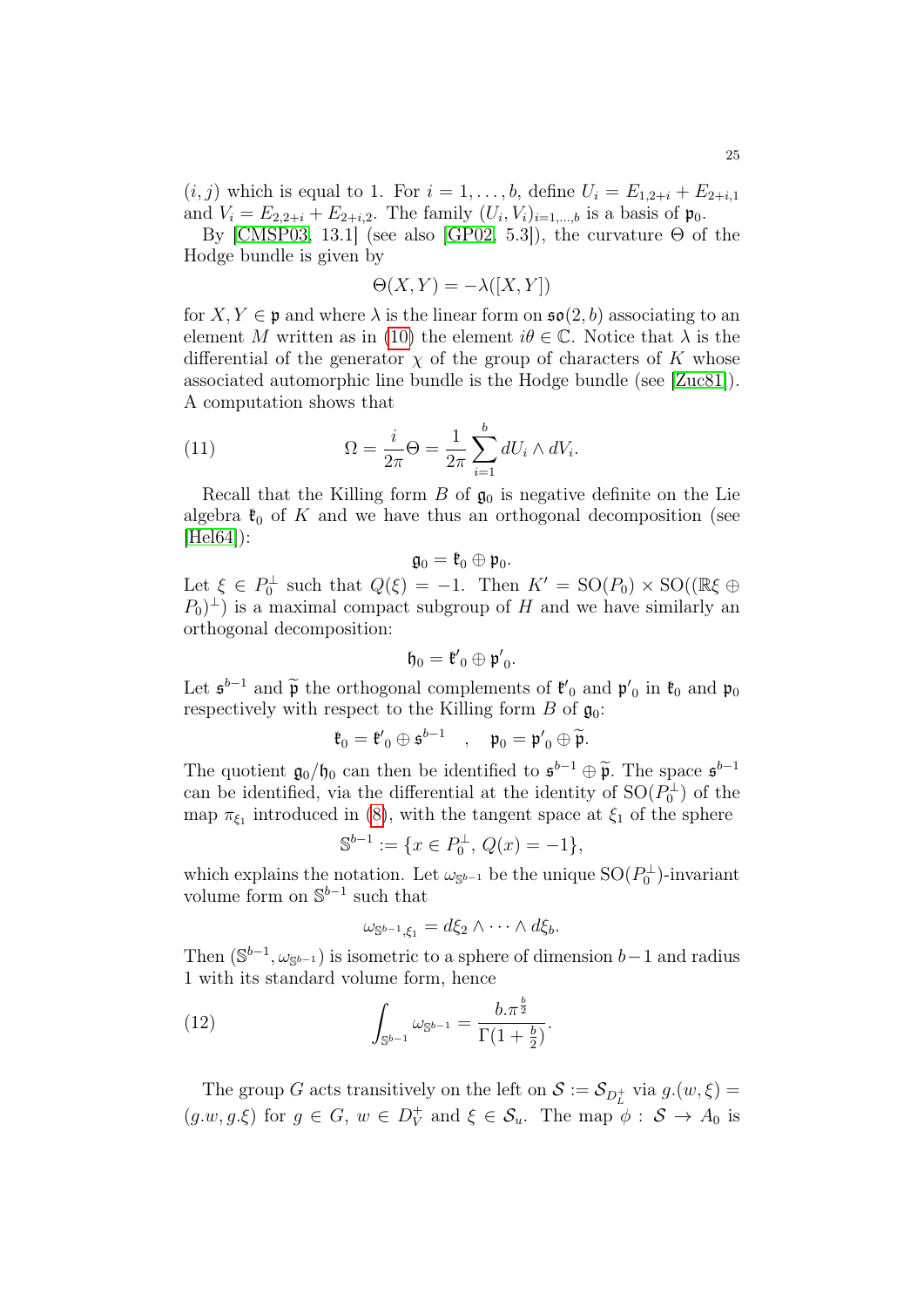$(i,j)$ which is equal to 1. For $i = 1, \dots, b$, define $U_i = E_{1,2+i} + E_{2+i,1}$ and $V_i = E_{2,2+i} + E_{2+i,2}$. The family $(U_i, V_i)_{i=1,\dots,b}$ is a basis of $\mathfrak{p}_0$.

By [CMSP03, 13.1] (see also [GP02, 5.3]), the curvature $\Theta$ of the Hodge bundle is given by

$$\Theta(X,Y) = -\lambda([X,Y])$$

for $X, Y \in \mathfrak{p}$ and where $\lambda$ is the linear form on $\mathfrak{so}(2,b)$ associating to an element $M$ written as in (10) the element $i\theta \in \mathbb{C}$. Notice that $\lambda$ is the differential of the generator $\chi$ of the group of characters of $K$ whose associated automorphic line bundle is the Hodge bundle (see [Zuc81]). A computation shows that

$$\Omega = \frac{i}{2\pi}\Theta = \frac{1}{2\pi}\sum_{i=1}^{b} dU_i \wedge dV_i. \tag{11}$$

Recall that the Killing form $B$ of $\mathfrak{g}_0$ is negative definite on the Lie algebra $\mathfrak{k}_0$ of $K$ and we have thus an orthogonal decomposition (see [Hel64]):

$$\mathfrak{g}_0 = \mathfrak{k}_0 \oplus \mathfrak{p}_0.$$

Let $\xi \in P_0^{\perp}$ such that $Q(\xi) = -1$. Then $K' = \mathrm{SO}(P_0) \times \mathrm{SO}((\mathbb{R}\xi \oplus P_0)^{\perp})$ is a maximal compact subgroup of $H$ and we have similarly an orthogonal decomposition:

$$\mathfrak{h}_0 = \mathfrak{k}'_0 \oplus \mathfrak{p}'_0.$$

Let $\mathfrak{s}^{b-1}$ and $\widetilde{\mathfrak{p}}$ the orthogonal complements of $\mathfrak{k}'_0$ and $\mathfrak{p}'_0$ in $\mathfrak{k}_0$ and $\mathfrak{p}_0$ respectively with respect to the Killing form $B$ of $\mathfrak{g}_0$:

$$\mathfrak{k}_0 = \mathfrak{k}'_0 \oplus \mathfrak{s}^{b-1} \quad , \quad \mathfrak{p}_0 = \mathfrak{p}'_0 \oplus \widetilde{\mathfrak{p}}.$$

The quotient $\mathfrak{g}_0/\mathfrak{h}_0$ can then be identified to $\mathfrak{s}^{b-1} \oplus \widetilde{\mathfrak{p}}$. The space $\mathfrak{s}^{b-1}$ can be identified, via the differential at the identity of $\mathrm{SO}(P_0^{\perp})$ of the map $\pi_{\xi_1}$ introduced in (8), with the tangent space at $\xi_1$ of the sphere

$$\mathbb{S}^{b-1} := \{x \in P_0^{\perp},\, Q(x) = -1\},$$

which explains the notation. Let $\omega_{\mathbb{S}^{b-1}}$ be the unique $\mathrm{SO}(P_0^{\perp})$-invariant volume form on $\mathbb{S}^{b-1}$ such that

$$\omega_{\mathbb{S}^{b-1},\xi_1} = d\xi_2 \wedge \cdots \wedge d\xi_b.$$

Then $(\mathbb{S}^{b-1}, \omega_{\mathbb{S}^{b-1}})$ is isometric to a sphere of dimension $b-1$ and radius 1 with its standard volume form, hence

$$\int_{\mathbb{S}^{b-1}} \omega_{\mathbb{S}^{b-1}} = \frac{b.\pi^{\frac{b}{2}}}{\Gamma(1+\frac{b}{2})}. \tag{12}$$

The group $G$ acts transitively on the left on $\mathcal{S} := \mathcal{S}_{D_L^+}$ via $g.(w,\xi) = (g.w, g.\xi)$ for $g \in G$, $w \in D_V^+$ and $\xi \in \mathcal{S}_u$. The map $\phi : \mathcal{S} \to A_0$ is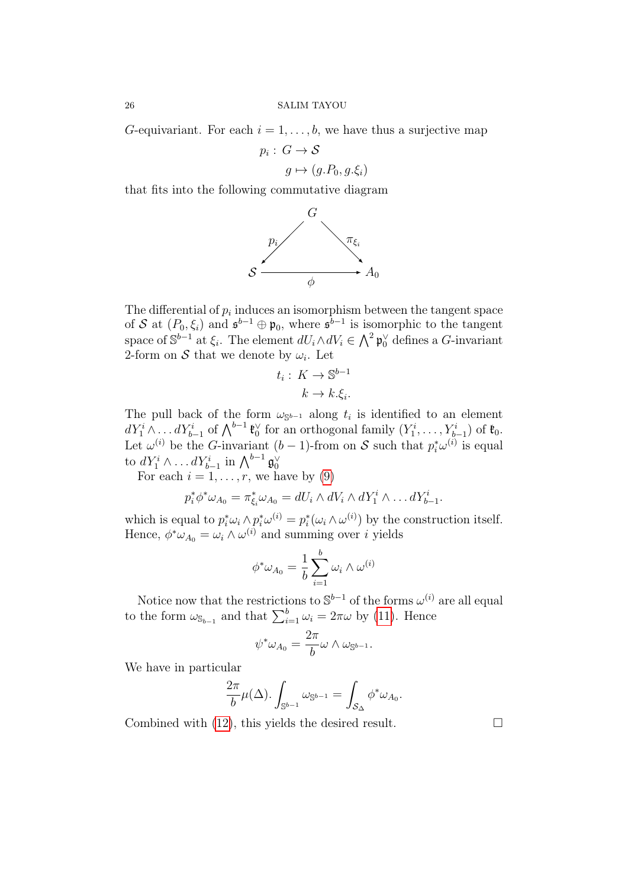$G$-equivariant. For each $i = 1, \dots, b$, we have thus a surjective map

$$\begin{aligned} p_i :\, & G \to \mathcal{S} \\ & g \mapsto (g.P_0, g.\xi_i) \end{aligned}$$

that fits into the following commutative diagram

$$\begin{array}{ccc} & G & \\ {}^{p_i}\swarrow & & \searrow^{\pi_{\xi_i}} \\ \mathcal{S} & \xrightarrow{\quad \phi \quad} & A_0 \end{array}$$

The differential of $p_i$ induces an isomorphism between the tangent space of $\mathcal{S}$ at $(P_0, \xi_i)$ and $\mathfrak{s}^{b-1} \oplus \mathfrak{p}_0$, where $\mathfrak{s}^{b-1}$ is isomorphic to the tangent space of $\mathbb{S}^{b-1}$ at $\xi_i$. The element $dU_i \wedge dV_i \in \bigwedge^2 \mathfrak{p}_0^\vee$ defines a $G$-invariant 2-form on $\mathcal{S}$ that we denote by $\omega_i$. Let

$$\begin{aligned} t_i :\, & K \to \mathbb{S}^{b-1} \\ & k \to k.\xi_i. \end{aligned}$$

The pull back of the form $\omega_{\mathbb{S}^{b-1}}$ along $t_i$ is identified to an element $dY_1^i \wedge \dots dY_{b-1}^i$ of $\bigwedge^{b-1} \mathfrak{k}_0^\vee$ for an orthogonal family $(Y_1^i, \dots, Y_{b-1}^i)$ of $\mathfrak{k}_0$. Let $\omega^{(i)}$ be the $G$-invariant $(b-1)$-from on $\mathcal{S}$ such that $p_i^*\omega^{(i)}$ is equal to $dY_1^i \wedge \dots dY_{b-1}^i$ in $\bigwedge^{b-1} \mathfrak{g}_0^\vee$

For each $i = 1, \dots, r$, we have by (9)

$$p_i^* \phi^* \omega_{A_0} = \pi_{\xi_i}^* \omega_{A_0} = dU_i \wedge dV_i \wedge dY_1^i \wedge \dots dY_{b-1}^i.$$

which is equal to $p_i^*\omega_i \wedge p_i^*\omega^{(i)} = p_i^*(\omega_i \wedge \omega^{(i)})$ by the construction itself. Hence, $\phi^*\omega_{A_0} = \omega_i \wedge \omega^{(i)}$ and summing over $i$ yields

$$\phi^*\omega_{A_0} = \frac{1}{b}\sum_{i=1}^{b} \omega_i \wedge \omega^{(i)}$$

Notice now that the restrictions to $\mathbb{S}^{b-1}$ of the forms $\omega^{(i)}$ are all equal to the form $\omega_{\mathbb{S}_{b-1}}$ and that $\sum_{i=1}^{b} \omega_i = 2\pi\omega$ by (11). Hence

$$\psi^*\omega_{A_0} = \frac{2\pi}{b}\omega \wedge \omega_{\mathbb{S}^{b-1}}.$$

We have in particular

$$\frac{2\pi}{b}\mu(\Delta). \int_{\mathbb{S}^{b-1}} \omega_{\mathbb{S}^{b-1}} = \int_{\mathcal{S}_\Delta} \phi^*\omega_{A_0}.$$

Combined with (12), this yields the desired result. $\square$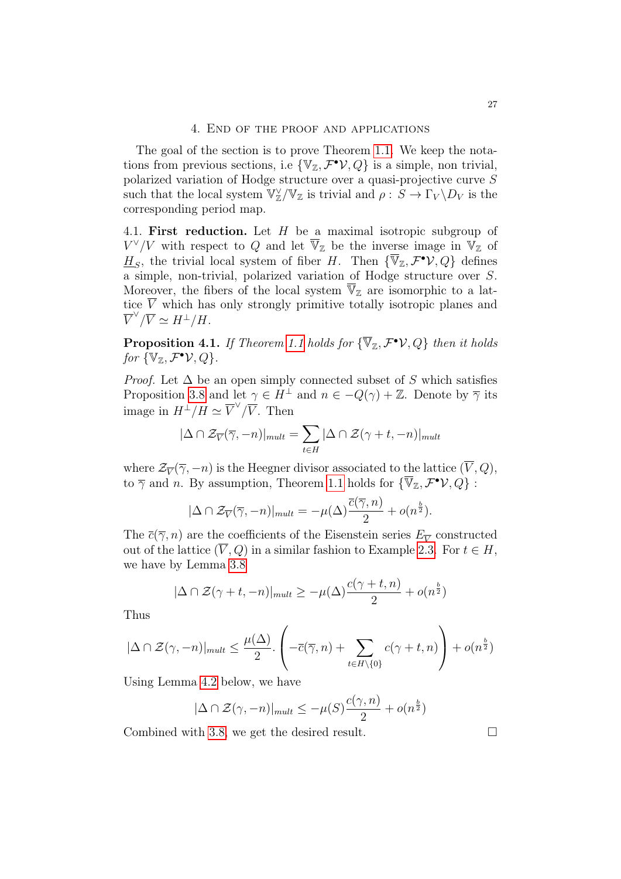## 4. End of the proof and applications

The goal of the section is to prove Theorem 1.1. We keep the notations from previous sections, i.e $\{\mathbb{V}_{\mathbb{Z}}, \mathcal{F}^\bullet\mathcal{V}, Q\}$ is a simple, non trivial, polarized variation of Hodge structure over a quasi-projective curve $S$ such that the local system $\mathbb{V}_{\mathbb{Z}}^\vee/\mathbb{V}_{\mathbb{Z}}$ is trivial and $\rho\colon S \to \Gamma_V\backslash D_V$ is the corresponding period map.

4.1. **First reduction.** Let $H$ be a maximal isotropic subgroup of $V^\vee/V$ with respect to $Q$ and let $\overline{\mathbb{V}}_{\mathbb{Z}}$ be the inverse image in $\mathbb{V}_{\mathbb{Z}}$ of $\underline{H}_S$, the trivial local system of fiber $H$. Then $\{\overline{\mathbb{V}}_{\mathbb{Z}}, \mathcal{F}^\bullet\mathcal{V}, Q\}$ defines a simple, non-trivial, polarized variation of Hodge structure over $S$. Moreover, the fibers of the local system $\overline{\mathbb{V}}_{\mathbb{Z}}$ are isomorphic to a lattice $\overline{V}$ which has only strongly primitive totally isotropic planes and $\overline{V}^\vee/\overline{V} \simeq H^\perp/H$.

**Proposition 4.1.** *If Theorem 1.1 holds for $\{\overline{\mathbb{V}}_{\mathbb{Z}}, \mathcal{F}^\bullet\mathcal{V}, Q\}$ then it holds for $\{\mathbb{V}_{\mathbb{Z}}, \mathcal{F}^\bullet\mathcal{V}, Q\}$.*

*Proof.* Let $\Delta$ be an open simply connected subset of $S$ which satisfies Proposition 3.8 and let $\gamma \in H^\perp$ and $n \in -Q(\gamma) + \mathbb{Z}$. Denote by $\overline{\gamma}$ its image in $H^\perp/H \simeq \overline{V}^\vee/\overline{V}$. Then

$$|\Delta \cap \mathcal{Z}_{\overline{V}}(\overline{\gamma}, -n)|_{mult} = \sum_{t \in H} |\Delta \cap \mathcal{Z}(\gamma + t, -n)|_{mult}$$

where $\mathcal{Z}_{\overline{V}}(\overline{\gamma}, -n)$ is the Heegner divisor associated to the lattice $(\overline{V}, Q)$, to $\overline{\gamma}$ and $n$. By assumption, Theorem 1.1 holds for $\{\overline{\mathbb{V}}_{\mathbb{Z}}, \mathcal{F}^\bullet\mathcal{V}, Q\}$ :

$$|\Delta \cap \mathcal{Z}_{\overline{V}}(\overline{\gamma}, -n)|_{mult} = -\mu(\Delta)\frac{\overline{c}(\overline{\gamma}, n)}{2} + o(n^{\frac{b}{2}}).$$

The $\overline{c}(\overline{\gamma}, n)$ are the coefficients of the Eisenstein series $E_{\overline{V}}$ constructed out of the lattice $(\overline{V}, Q)$ in a similar fashion to Example 2.3. For $t \in H$, we have by Lemma 3.8

$$|\Delta \cap \mathcal{Z}(\gamma + t, -n)|_{mult} \geq -\mu(\Delta)\frac{c(\gamma + t, n)}{2} + o(n^{\frac{b}{2}})$$

Thus

$$|\Delta \cap \mathcal{Z}(\gamma, -n)|_{mult} \leq \frac{\mu(\Delta)}{2}. \left( -\overline{c}(\overline{\gamma}, n) + \sum_{t \in H\backslash\{0\}} c(\gamma + t, n) \right) + o(n^{\frac{b}{2}})$$

Using Lemma 4.2 below, we have

$$|\Delta \cap \mathcal{Z}(\gamma, -n)|_{mult} \leq -\mu(S)\frac{c(\gamma, n)}{2} + o(n^{\frac{b}{2}})$$

Combined with 3.8, we get the desired result. $\square$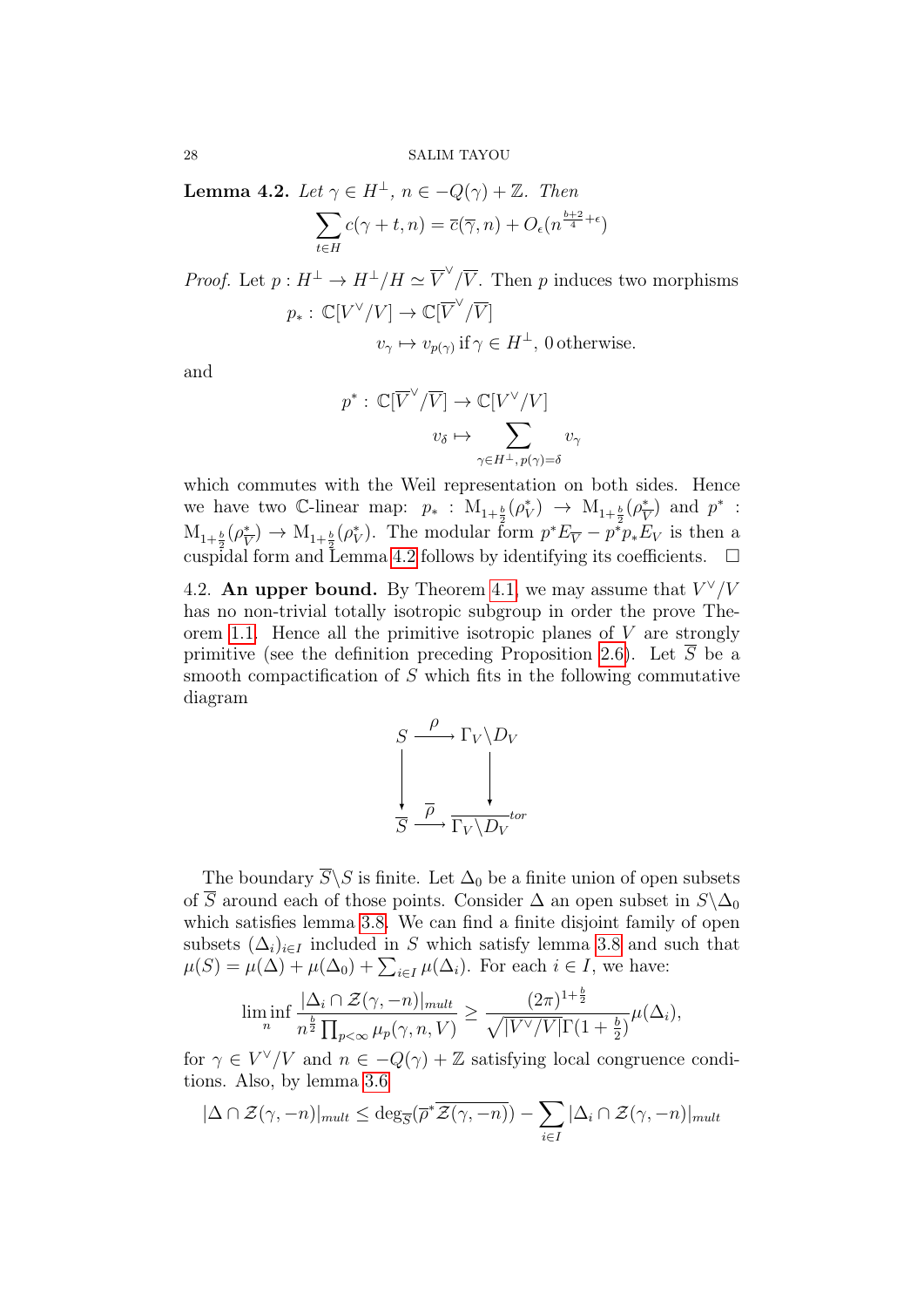**Lemma 4.2.** *Let $\gamma \in H^\perp$, $n \in -Q(\gamma) + \mathbb{Z}$. Then*

$$\sum_{t \in H} c(\gamma + t, n) = \overline{c}(\overline{\gamma}, n) + O_\epsilon(n^{\frac{b+2}{4}+\epsilon})$$

*Proof.* Let $p : H^\perp \to H^\perp/H \simeq \overline{V}^\vee/\overline{V}$. Then $p$ induces two morphisms

$$p_* : \mathbb{C}[V^\vee/V] \to \mathbb{C}[\overline{V}^\vee/\overline{V}]$$
$$v_\gamma \mapsto v_{p(\gamma)} \text{ if } \gamma \in H^\perp, \, 0 \text{ otherwise.}$$

and

$$p^* : \mathbb{C}[\overline{V}^\vee/\overline{V}] \to \mathbb{C}[V^\vee/V]$$
$$v_\delta \mapsto \sum_{\gamma \in H^\perp, \, p(\gamma) = \delta} v_\gamma$$

which commutes with the Weil representation on both sides. Hence we have two $\mathbb{C}$-linear map: $p_* : \mathrm{M}_{1+\frac{b}{2}}(\rho_V^*) \to \mathrm{M}_{1+\frac{b}{2}}(\rho_{\overline{V}}^*)$ and $p^* : \mathrm{M}_{1+\frac{b}{2}}(\rho_{\overline{V}}^*) \to \mathrm{M}_{1+\frac{b}{2}}(\rho_V^*)$. The modular form $p^* E_{\overline{V}} - p^* p_* E_V$ is then a cuspidal form and Lemma 4.2 follows by identifying its coefficients. $\square$

4.2. **An upper bound.** By Theorem 4.1, we may assume that $V^\vee/V$ has no non-trivial totally isotropic subgroup in order the prove Theorem 1.1. Hence all the primitive isotropic planes of $V$ are strongly primitive (see the definition preceding Proposition 2.6). Let $\overline{S}$ be a smooth compactification of $S$ which fits in the following commutative diagram

$$\begin{array}{ccc} S & \xrightarrow{\rho} & \Gamma_V \backslash D_V \\ \downarrow & & \downarrow \\ \overline{S} & \xrightarrow{\overline{\rho}} & \overline{\Gamma_V \backslash D_V}^{tor} \end{array}$$

The boundary $\overline{S} \backslash S$ is finite. Let $\Delta_0$ be a finite union of open subsets of $\overline{S}$ around each of those points. Consider $\Delta$ an open subset in $S \backslash \Delta_0$ which satisfies lemma 3.8. We can find a finite disjoint family of open subsets $(\Delta_i)_{i \in I}$ included in $S$ which satisfy lemma 3.8 and such that $\mu(S) = \mu(\Delta) + \mu(\Delta_0) + \sum_{i \in I} \mu(\Delta_i)$. For each $i \in I$, we have:

$$\liminf_n \frac{|\Delta_i \cap \mathcal{Z}(\gamma, -n)|_{mult}}{n^{\frac{b}{2}} \prod_{p < \infty} \mu_p(\gamma, n, V)} \geq \frac{(2\pi)^{1+\frac{b}{2}}}{\sqrt{|V^\vee/V|}\Gamma(1+\frac{b}{2})} \mu(\Delta_i),$$

for $\gamma \in V^\vee/V$ and $n \in -Q(\gamma) + \mathbb{Z}$ satisfying local congruence conditions. Also, by lemma 3.6

$$|\Delta \cap \mathcal{Z}(\gamma, -n)|_{mult} \leq \deg_{\overline{S}}(\overline{\rho}^* \overline{\mathcal{Z}(\gamma, -n)}) - \sum_{i \in I} |\Delta_i \cap \mathcal{Z}(\gamma, -n)|_{mult}$$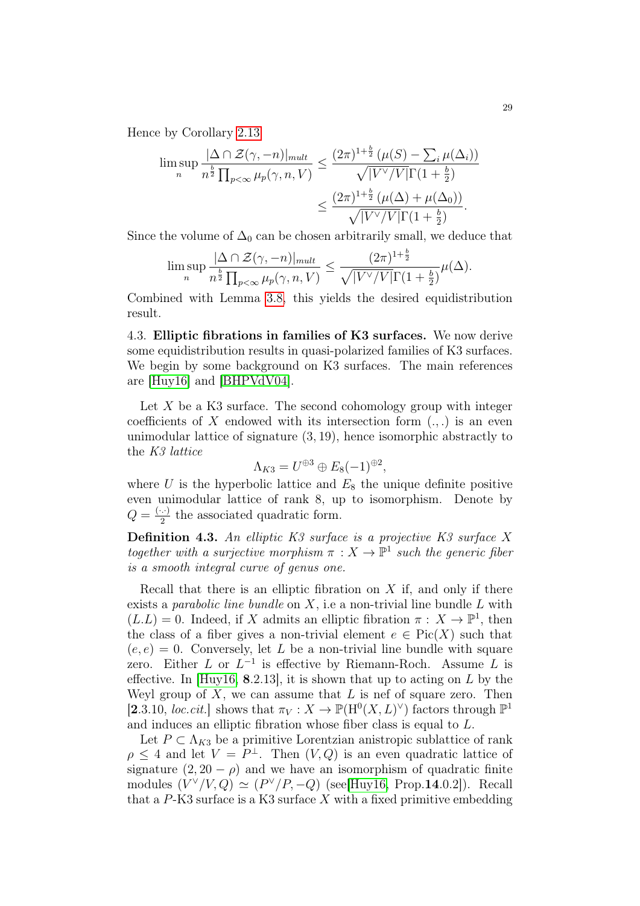Hence by Corollary 2.13

$$\limsup_n \frac{|\Delta \cap \mathcal{Z}(\gamma, -n)|_{mult}}{n^{\frac{b}{2}} \prod_{p<\infty} \mu_p(\gamma, n, V)} \leq \frac{(2\pi)^{1+\frac{b}{2}} \left(\mu(S) - \sum_i \mu(\Delta_i)\right)}{\sqrt{|V^\vee/V|}\Gamma(1+\frac{b}{2})}$$
$$\leq \frac{(2\pi)^{1+\frac{b}{2}} \left(\mu(\Delta) + \mu(\Delta_0)\right)}{\sqrt{|V^\vee/V|}\Gamma(1+\frac{b}{2})}.$$

Since the volume of $\Delta_0$ can be chosen arbitrarily small, we deduce that

$$\limsup_n \frac{|\Delta \cap \mathcal{Z}(\gamma, -n)|_{mult}}{n^{\frac{b}{2}} \prod_{p<\infty} \mu_p(\gamma, n, V)} \leq \frac{(2\pi)^{1+\frac{b}{2}}}{\sqrt{|V^\vee/V|}\Gamma(1+\frac{b}{2})} \mu(\Delta).$$

Combined with Lemma 3.8, this yields the desired equidistribution result.

4.3. **Elliptic fibrations in families of K3 surfaces.** We now derive some equidistribution results in quasi-polarized families of K3 surfaces. We begin by some background on K3 surfaces. The main references are [Huy16] and [BHPVdV04].

Let $X$ be a K3 surface. The second cohomology group with integer coefficients of $X$ endowed with its intersection form $(.,.)$ is an even unimodular lattice of signature $(3, 19)$, hence isomorphic abstractly to the *K3 lattice*

$$\Lambda_{K3} = U^{\oplus 3} \oplus E_8(-1)^{\oplus 2},$$

where $U$ is the hyperbolic lattice and $E_8$ the unique definite positive even unimodular lattice of rank 8, up to isomorphism. Denote by $Q = \frac{(.,.)}{2}$ the associated quadratic form.

**Definition 4.3.** *An elliptic K3 surface is a projective K3 surface $X$ together with a surjective morphism $\pi : X \to \mathbb{P}^1$ such the generic fiber is a smooth integral curve of genus one.*

Recall that there is an elliptic fibration on $X$ if, and only if there exists a *parabolic line bundle* on $X$, i.e a non-trivial line bundle $L$ with $(L.L) = 0$. Indeed, if $X$ admits an elliptic fibration $\pi : X \to \mathbb{P}^1$, then the class of a fiber gives a non-trivial element $e \in \mathrm{Pic}(X)$ such that $(e, e) = 0$. Conversely, let $L$ be a non-trivial line bundle with square zero. Either $L$ or $L^{-1}$ is effective by Riemann-Roch. Assume $L$ is effective. In [Huy16, **8**.2.13], it is shown that up to acting on $L$ by the Weyl group of $X$, we can assume that $L$ is nef of square zero. Then [**2**.3.10, *loc.cit.*] shows that $\pi_V : X \to \mathbb{P}(\mathrm{H}^0(X, L)^\vee)$ factors through $\mathbb{P}^1$ and induces an elliptic fibration whose fiber class is equal to $L$.

Let $P \subset \Lambda_{K3}$ be a primitive Lorentzian anistropic sublattice of rank $\rho \leq 4$ and let $V = P^\perp$. Then $(V, Q)$ is an even quadratic lattice of signature $(2, 20-\rho)$ and we have an isomorphism of quadratic finite modules $(V^\vee/V, Q) \simeq (P^\vee/P, -Q)$ (see[Huy16, Prop.**14**.0.2]). Recall that a $P$-K3 surface is a K3 surface $X$ with a fixed primitive embedding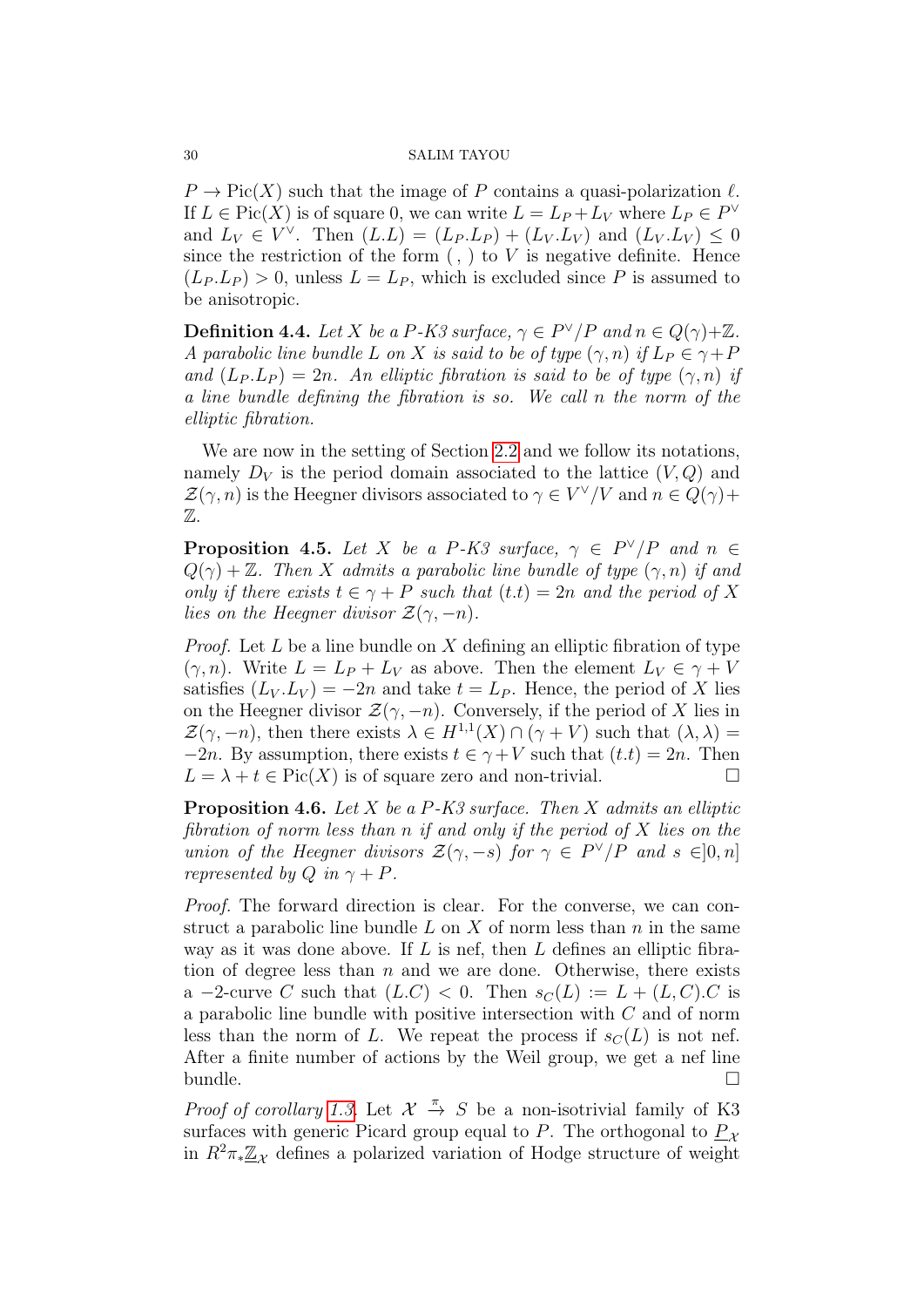$P \to \mathrm{Pic}(X)$ such that the image of $P$ contains a quasi-polarization $\ell$. If $L \in \mathrm{Pic}(X)$ is of square 0, we can write $L = L_P + L_V$ where $L_P \in P^\vee$ and $L_V \in V^\vee$. Then $(L.L) = (L_P.L_P) + (L_V.L_V)$ and $(L_V.L_V) \le 0$ since the restriction of the form $(\ ,\ )$ to $V$ is negative definite. Hence $(L_P.L_P) > 0$, unless $L = L_P$, which is excluded since $P$ is assumed to be anisotropic.

**Definition 4.4.** *Let $X$ be a $P$-K3 surface, $\gamma \in P^\vee/P$ and $n \in Q(\gamma)+\mathbb{Z}$. A parabolic line bundle $L$ on $X$ is said to be of type $(\gamma, n)$ if $L_P \in \gamma + P$ and $(L_P.L_P) = 2n$. An elliptic fibration is said to be of type $(\gamma, n)$ if a line bundle defining the fibration is so. We call $n$ the norm of the elliptic fibration.*

We are now in the setting of Section 2.2 and we follow its notations, namely $D_V$ is the period domain associated to the lattice $(V, Q)$ and $\mathcal{Z}(\gamma, n)$ is the Heegner divisors associated to $\gamma \in V^\vee/V$ and $n \in Q(\gamma) + \mathbb{Z}$.

**Proposition 4.5.** *Let $X$ be a $P$-K3 surface, $\gamma \in P^\vee/P$ and $n \in Q(\gamma) + \mathbb{Z}$. Then $X$ admits a parabolic line bundle of type $(\gamma, n)$ if and only if there exists $t \in \gamma + P$ such that $(t.t) = 2n$ and the period of $X$ lies on the Heegner divisor $\mathcal{Z}(\gamma, -n)$.*

*Proof.* Let $L$ be a line bundle on $X$ defining an elliptic fibration of type $(\gamma, n)$. Write $L = L_P + L_V$ as above. Then the element $L_V \in \gamma + V$ satisfies $(L_V.L_V) = -2n$ and take $t = L_P$. Hence, the period of $X$ lies on the Heegner divisor $\mathcal{Z}(\gamma, -n)$. Conversely, if the period of $X$ lies in $\mathcal{Z}(\gamma, -n)$, then there exists $\lambda \in H^{1,1}(X) \cap (\gamma + V)$ such that $(\lambda, \lambda) = -2n$. By assumption, there exists $t \in \gamma + V$ such that $(t.t) = 2n$. Then $L = \lambda + t \in \mathrm{Pic}(X)$ is of square zero and non-trivial. $\square$

**Proposition 4.6.** *Let $X$ be a $P$-K3 surface. Then $X$ admits an elliptic fibration of norm less than $n$ if and only if the period of $X$ lies on the union of the Heegner divisors $\mathcal{Z}(\gamma, -s)$ for $\gamma \in P^\vee/P$ and $s \in ]0, n]$ represented by $Q$ in $\gamma + P$.*

*Proof.* The forward direction is clear. For the converse, we can construct a parabolic line bundle $L$ on $X$ of norm less than $n$ in the same way as it was done above. If $L$ is nef, then $L$ defines an elliptic fibration of degree less than $n$ and we are done. Otherwise, there exists a $-2$-curve $C$ such that $(L.C) < 0$. Then $s_C(L) := L + (L, C).C$ is a parabolic line bundle with positive intersection with $C$ and of norm less than the norm of $L$. We repeat the process if $s_C(L)$ is not nef. After a finite number of actions by the Weil group, we get a nef line bundle. $\square$

*Proof of corollary 1.3.* Let $\mathcal{X} \xrightarrow{\pi} S$ be a non-isotrivial family of K3 surfaces with generic Picard group equal to $P$. The orthogonal to $\underline{P}_{\mathcal{X}}$ in $R^2\pi_*\underline{\mathbb{Z}}_{\mathcal{X}}$ defines a polarized variation of Hodge structure of weight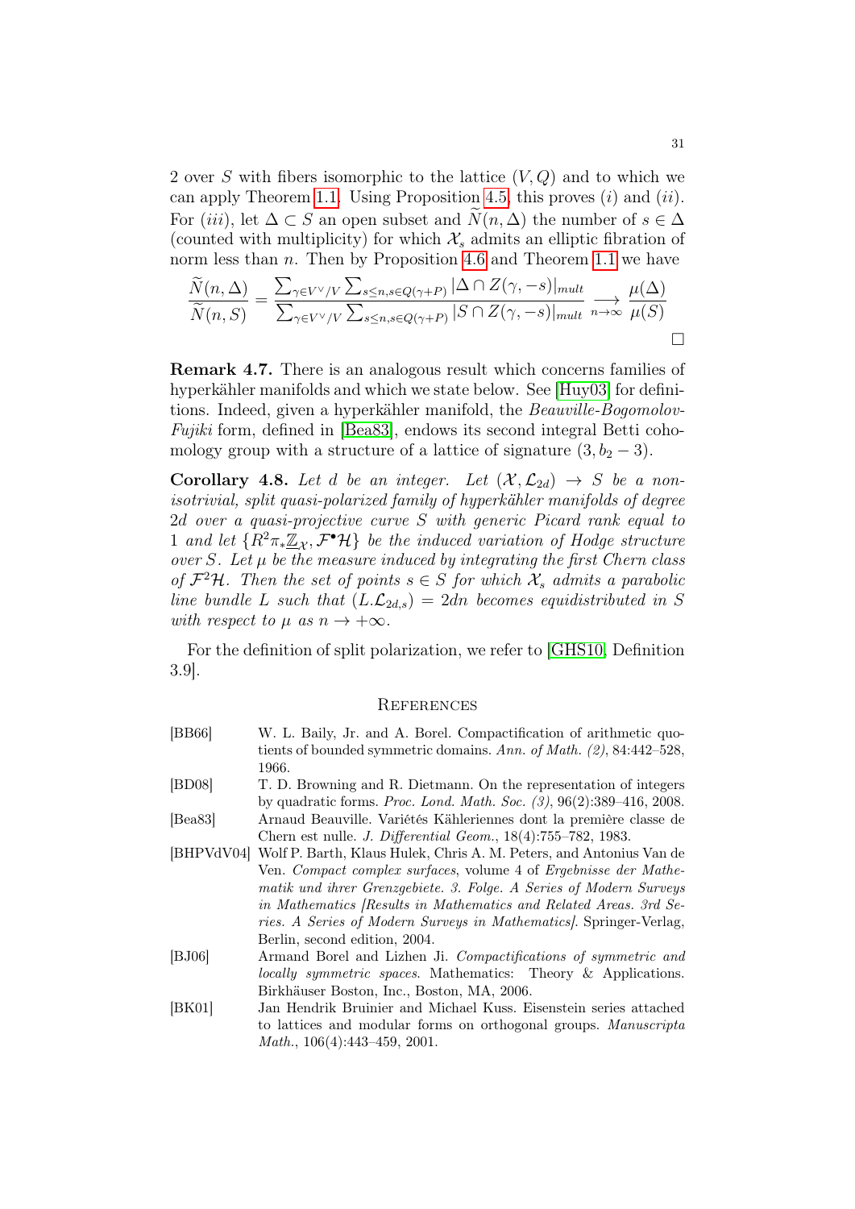2 over $S$ with fibers isomorphic to the lattice $(V,Q)$ and to which we can apply Theorem 1.1. Using Proposition 4.5, this proves $(i)$ and $(ii)$. For $(iii)$, let $\Delta \subset S$ an open subset and $\widetilde{N}(n,\Delta)$ the number of $s \in \Delta$ (counted with multiplicity) for which $\mathcal{X}_s$ admits an elliptic fibration of norm less than $n$. Then by Proposition 4.6 and Theorem 1.1 we have

$$\frac{\widetilde{N}(n,\Delta)}{\widetilde{N}(n,S)} = \frac{\sum_{\gamma \in V^\vee/V} \sum_{s \leq n, s \in Q(\gamma+P)} |\Delta \cap Z(\gamma,-s)|_{mult}}{\sum_{\gamma \in V^\vee/V} \sum_{s \leq n, s \in Q(\gamma+P)} |S \cap Z(\gamma,-s)|_{mult}} \underset{n\to\infty}{\longrightarrow} \frac{\mu(\Delta)}{\mu(S)}$$

□

**Remark 4.7.** There is an analogous result which concerns families of hyperkähler manifolds and which we state below. See [Huy03] for definitions. Indeed, given a hyperkähler manifold, the *Beauville-Bogomolov-Fujiki* form, defined in [Bea83], endows its second integral Betti cohomology group with a structure of a lattice of signature $(3, b_2 - 3)$.

**Corollary 4.8.** *Let $d$ be an integer. Let $(\mathcal{X}, \mathcal{L}_{2d}) \to S$ be a non-isotrivial, split quasi-polarized family of hyperkähler manifolds of degree $2d$ over a quasi-projective curve $S$ with generic Picard rank equal to $1$ and let $\{R^2\pi_*\underline{\mathbb{Z}}_{\mathcal{X}}, \mathcal{F}^\bullet\mathcal{H}\}$ be the induced variation of Hodge structure over $S$. Let $\mu$ be the measure induced by integrating the first Chern class of $\mathcal{F}^2\mathcal{H}$. Then the set of points $s \in S$ for which $\mathcal{X}_s$ admits a parabolic line bundle $L$ such that $(L.\mathcal{L}_{2d,s}) = 2dn$ becomes equidistributed in $S$ with respect to $\mu$ as $n \to +\infty$.*

For the definition of split polarization, we refer to [GHS10, Definition 3.9].

## References

[BB66] W. L. Baily, Jr. and A. Borel. Compactification of arithmetic quotients of bounded symmetric domains. *Ann. of Math. (2)*, 84:442–528, 1966.

[BD08] T. D. Browning and R. Dietmann. On the representation of integers by quadratic forms. *Proc. Lond. Math. Soc. (3)*, 96(2):389–416, 2008.

[Bea83] Arnaud Beauville. Variétés Kähleriennes dont la première classe de Chern est nulle. *J. Differential Geom.*, 18(4):755–782, 1983.

[BHPVdV04] Wolf P. Barth, Klaus Hulek, Chris A. M. Peters, and Antonius Van de Ven. *Compact complex surfaces*, volume 4 of *Ergebnisse der Mathematik und ihrer Grenzgebiete. 3. Folge. A Series of Modern Surveys in Mathematics [Results in Mathematics and Related Areas. 3rd Series. A Series of Modern Surveys in Mathematics]*. Springer-Verlag, Berlin, second edition, 2004.

[BJ06] Armand Borel and Lizhen Ji. *Compactifications of symmetric and locally symmetric spaces*. Mathematics: Theory & Applications. Birkhäuser Boston, Inc., Boston, MA, 2006.

[BK01] Jan Hendrik Bruinier and Michael Kuss. Eisenstein series attached to lattices and modular forms on orthogonal groups. *Manuscripta Math.*, 106(4):443–459, 2001.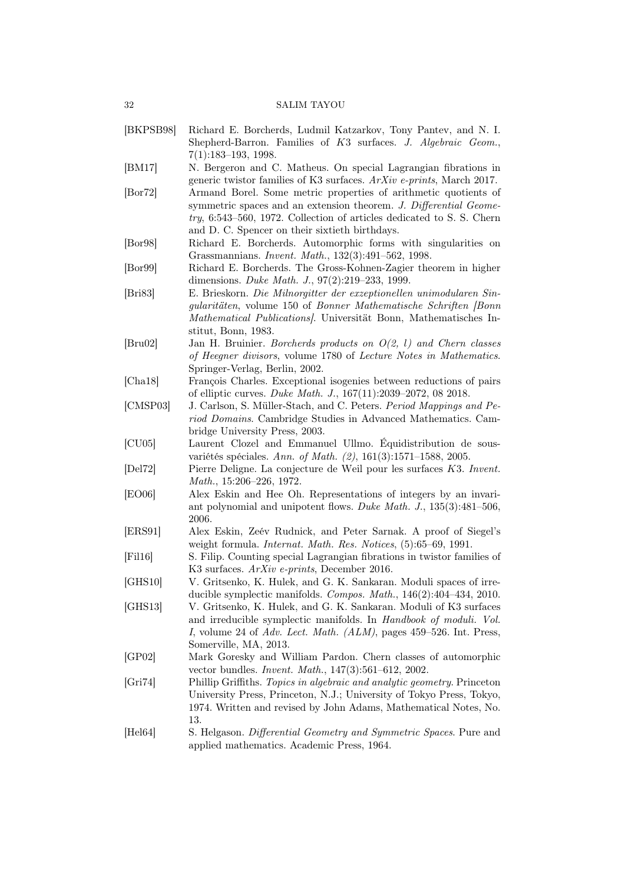[BKPSB98] Richard E. Borcherds, Ludmil Katzarkov, Tony Pantev, and N. I. Shepherd-Barron. Families of $K3$ surfaces. *J. Algebraic Geom.*, 7(1):183–193, 1998.

[BM17] N. Bergeron and C. Matheus. On special Lagrangian fibrations in generic twistor families of K3 surfaces. *ArXiv e-prints*, March 2017.

[Bor72] Armand Borel. Some metric properties of arithmetic quotients of symmetric spaces and an extension theorem. *J. Differential Geometry*, 6:543–560, 1972. Collection of articles dedicated to S. S. Chern and D. C. Spencer on their sixtieth birthdays.

[Bor98] Richard E. Borcherds. Automorphic forms with singularities on Grassmannians. *Invent. Math.*, 132(3):491–562, 1998.

[Bor99] Richard E. Borcherds. The Gross-Kohnen-Zagier theorem in higher dimensions. *Duke Math. J.*, 97(2):219–233, 1999.

[Bri83] E. Brieskorn. *Die Milnorgitter der exzeptionellen unimodularen Singularitäten*, volume 150 of *Bonner Mathematische Schriften [Bonn Mathematical Publications]*. Universität Bonn, Mathematisches Institut, Bonn, 1983.

[Bru02] Jan H. Bruinier. *Borcherds products on O(2, l) and Chern classes of Heegner divisors*, volume 1780 of *Lecture Notes in Mathematics*. Springer-Verlag, Berlin, 2002.

[Cha18] François Charles. Exceptional isogenies between reductions of pairs of elliptic curves. *Duke Math. J.*, 167(11):2039–2072, 08 2018.

[CMSP03] J. Carlson, S. Müller-Stach, and C. Peters. *Period Mappings and Period Domains*. Cambridge Studies in Advanced Mathematics. Cambridge University Press, 2003.

[CU05] Laurent Clozel and Emmanuel Ullmo. Équidistribution de sous-variétés spéciales. *Ann. of Math. (2)*, 161(3):1571–1588, 2005.

[Del72] Pierre Deligne. La conjecture de Weil pour les surfaces $K3$. *Invent. Math.*, 15:206–226, 1972.

[EO06] Alex Eskin and Hee Oh. Representations of integers by an invariant polynomial and unipotent flows. *Duke Math. J.*, 135(3):481–506, 2006.

[ERS91] Alex Eskin, Zeév Rudnick, and Peter Sarnak. A proof of Siegel's weight formula. *Internat. Math. Res. Notices*, (5):65–69, 1991.

[Fil16] S. Filip. Counting special Lagrangian fibrations in twistor families of K3 surfaces. *ArXiv e-prints*, December 2016.

[GHS10] V. Gritsenko, K. Hulek, and G. K. Sankaran. Moduli spaces of irreducible symplectic manifolds. *Compos. Math.*, 146(2):404–434, 2010.

[GHS13] V. Gritsenko, K. Hulek, and G. K. Sankaran. Moduli of K3 surfaces and irreducible symplectic manifolds. In *Handbook of moduli. Vol. I*, volume 24 of *Adv. Lect. Math. (ALM)*, pages 459–526. Int. Press, Somerville, MA, 2013.

[GP02] Mark Goresky and William Pardon. Chern classes of automorphic vector bundles. *Invent. Math.*, 147(3):561–612, 2002.

[Gri74] Phillip Griffiths. *Topics in algebraic and analytic geometry*. Princeton University Press, Princeton, N.J.; University of Tokyo Press, Tokyo, 1974. Written and revised by John Adams, Mathematical Notes, No. 13.

[Hel64] S. Helgason. *Differential Geometry and Symmetric Spaces*. Pure and applied mathematics. Academic Press, 1964.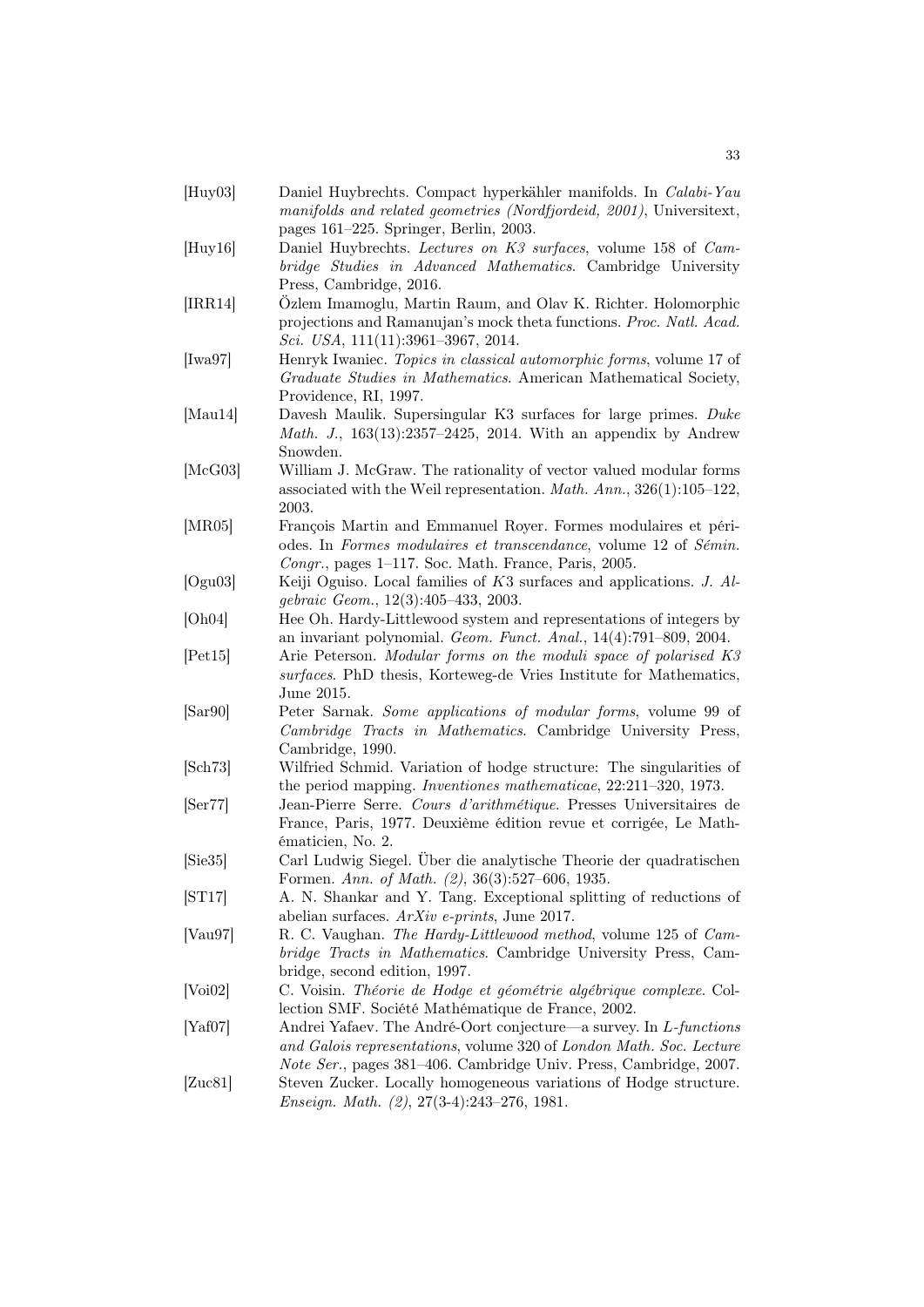[Huy03] Daniel Huybrechts. Compact hyperkähler manifolds. In *Calabi-Yau manifolds and related geometries (Nordfjordeid, 2001)*, Universitext, pages 161–225. Springer, Berlin, 2003.

[Huy16] Daniel Huybrechts. *Lectures on K3 surfaces*, volume 158 of *Cambridge Studies in Advanced Mathematics*. Cambridge University Press, Cambridge, 2016.

[IRR14] Özlem Imamoglu, Martin Raum, and Olav K. Richter. Holomorphic projections and Ramanujan's mock theta functions. *Proc. Natl. Acad. Sci. USA*, 111(11):3961–3967, 2014.

[Iwa97] Henryk Iwaniec. *Topics in classical automorphic forms*, volume 17 of *Graduate Studies in Mathematics*. American Mathematical Society, Providence, RI, 1997.

[Mau14] Davesh Maulik. Supersingular K3 surfaces for large primes. *Duke Math. J.*, 163(13):2357–2425, 2014. With an appendix by Andrew Snowden.

[McG03] William J. McGraw. The rationality of vector valued modular forms associated with the Weil representation. *Math. Ann.*, 326(1):105–122, 2003.

[MR05] François Martin and Emmanuel Royer. Formes modulaires et périodes. In *Formes modulaires et transcendance*, volume 12 of *Sémin. Congr.*, pages 1–117. Soc. Math. France, Paris, 2005.

[Ogu03] Keiji Oguiso. Local families of *K*3 surfaces and applications. *J. Algebraic Geom.*, 12(3):405–433, 2003.

[Oh04] Hee Oh. Hardy-Littlewood system and representations of integers by an invariant polynomial. *Geom. Funct. Anal.*, 14(4):791–809, 2004.

[Pet15] Arie Peterson. *Modular forms on the moduli space of polarised K3 surfaces*. PhD thesis, Korteweg-de Vries Institute for Mathematics, June 2015.

[Sar90] Peter Sarnak. *Some applications of modular forms*, volume 99 of *Cambridge Tracts in Mathematics*. Cambridge University Press, Cambridge, 1990.

[Sch73] Wilfried Schmid. Variation of hodge structure: The singularities of the period mapping. *Inventiones mathematicae*, 22:211–320, 1973.

[Ser77] Jean-Pierre Serre. *Cours d'arithmétique*. Presses Universitaires de France, Paris, 1977. Deuxième édition revue et corrigée, Le Mathématicien, No. 2.

[Sie35] Carl Ludwig Siegel. Über die analytische Theorie der quadratischen Formen. *Ann. of Math. (2)*, 36(3):527–606, 1935.

[ST17] A. N. Shankar and Y. Tang. Exceptional splitting of reductions of abelian surfaces. *ArXiv e-prints*, June 2017.

[Vau97] R. C. Vaughan. *The Hardy-Littlewood method*, volume 125 of *Cambridge Tracts in Mathematics*. Cambridge University Press, Cambridge, second edition, 1997.

[Voi02] C. Voisin. *Théorie de Hodge et géométrie algébrique complexe*. Collection SMF. Société Mathématique de France, 2002.

[Yaf07] Andrei Yafaev. The André-Oort conjecture—a survey. In *L-functions and Galois representations*, volume 320 of *London Math. Soc. Lecture Note Ser.*, pages 381–406. Cambridge Univ. Press, Cambridge, 2007.

[Zuc81] Steven Zucker. Locally homogeneous variations of Hodge structure. *Enseign. Math. (2)*, 27(3-4):243–276, 1981.